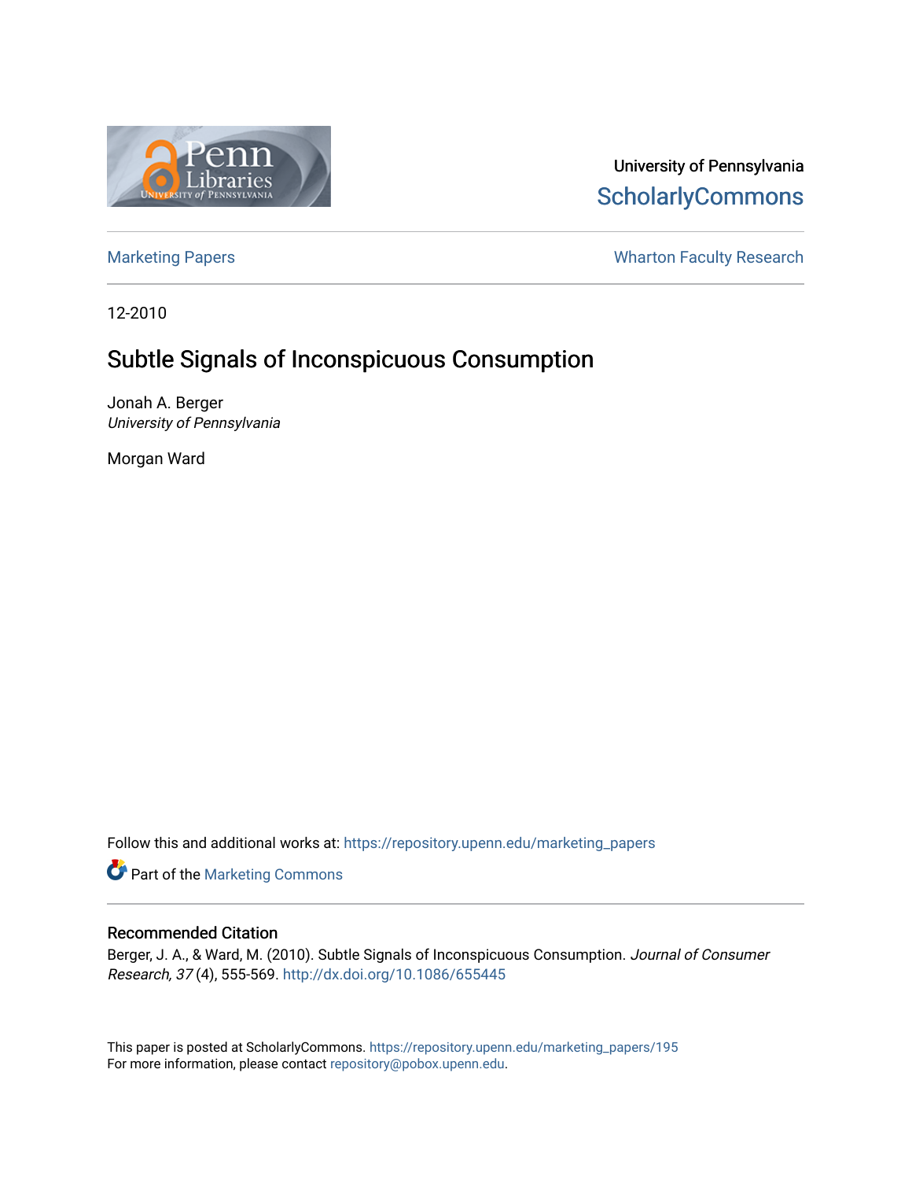University of Pennsylvania
ScholarlyCommons

Marketing Papers | Wharton Faculty Research

12-2010

# Subtle Signals of Inconspicuous Consumption

Jonah A. Berger
*University of Pennsylvania*

Morgan Ward

Follow this and additional works at: https://repository.upenn.edu/marketing_papers

Part of the Marketing Commons

## Recommended Citation

Berger, J. A., & Ward, M. (2010). Subtle Signals of Inconspicuous Consumption. *Journal of Consumer Research, 37* (4), 555-569. http://dx.doi.org/10.1086/655445

This paper is posted at ScholarlyCommons. https://repository.upenn.edu/marketing_papers/195
For more information, please contact repository@pobox.upenn.edu.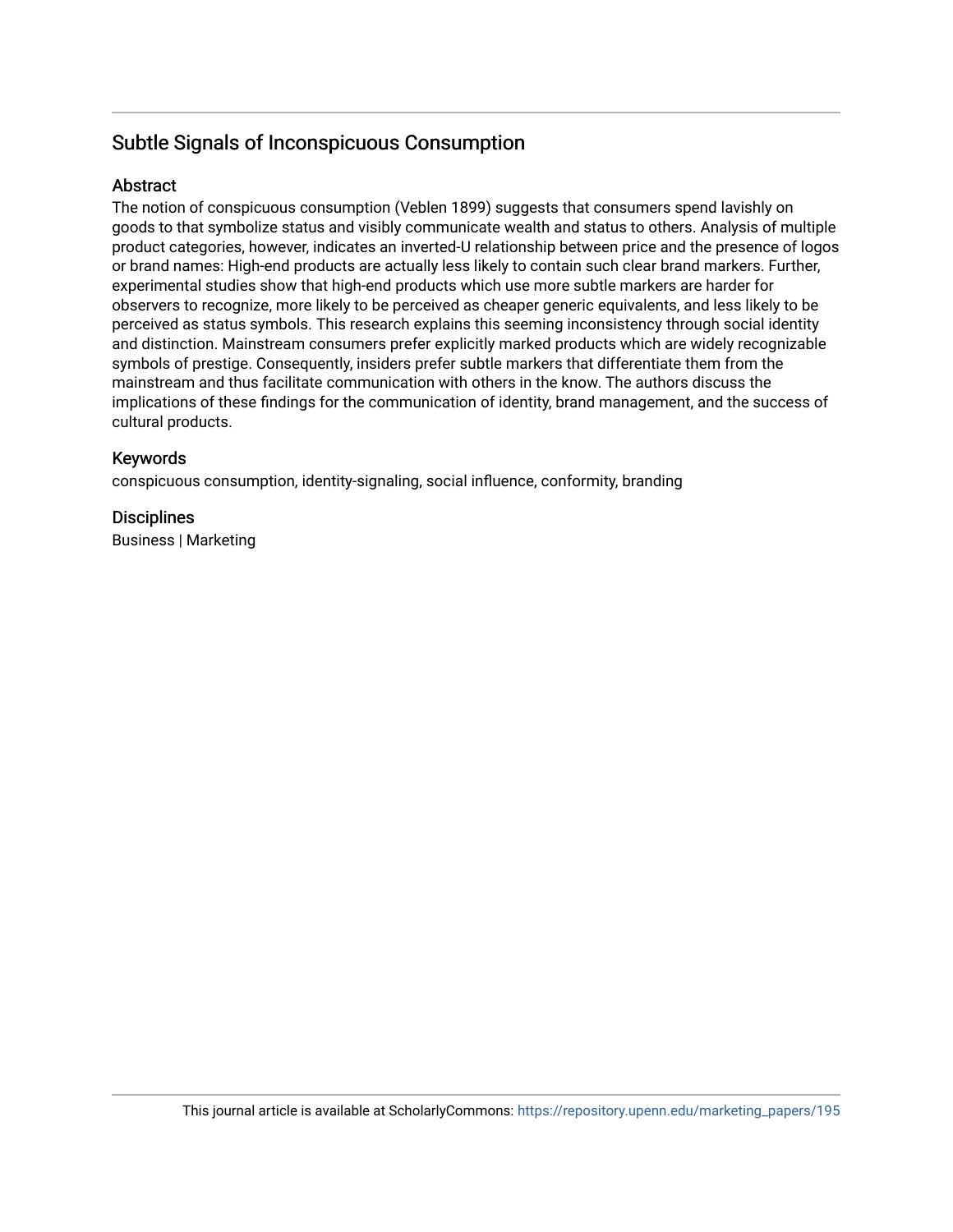## Subtle Signals of Inconspicuous Consumption

### Abstract

The notion of conspicuous consumption (Veblen 1899) suggests that consumers spend lavishly on goods to that symbolize status and visibly communicate wealth and status to others. Analysis of multiple product categories, however, indicates an inverted-U relationship between price and the presence of logos or brand names: High-end products are actually less likely to contain such clear brand markers. Further, experimental studies show that high-end products which use more subtle markers are harder for observers to recognize, more likely to be perceived as cheaper generic equivalents, and less likely to be perceived as status symbols. This research explains this seeming inconsistency through social identity and distinction. Mainstream consumers prefer explicitly marked products which are widely recognizable symbols of prestige. Consequently, insiders prefer subtle markers that differentiate them from the mainstream and thus facilitate communication with others in the know. The authors discuss the implications of these findings for the communication of identity, brand management, and the success of cultural products.

### Keywords

conspicuous consumption, identity-signaling, social influence, conformity, branding

### Disciplines

Business | Marketing

This journal article is available at ScholarlyCommons: https://repository.upenn.edu/marketing_papers/195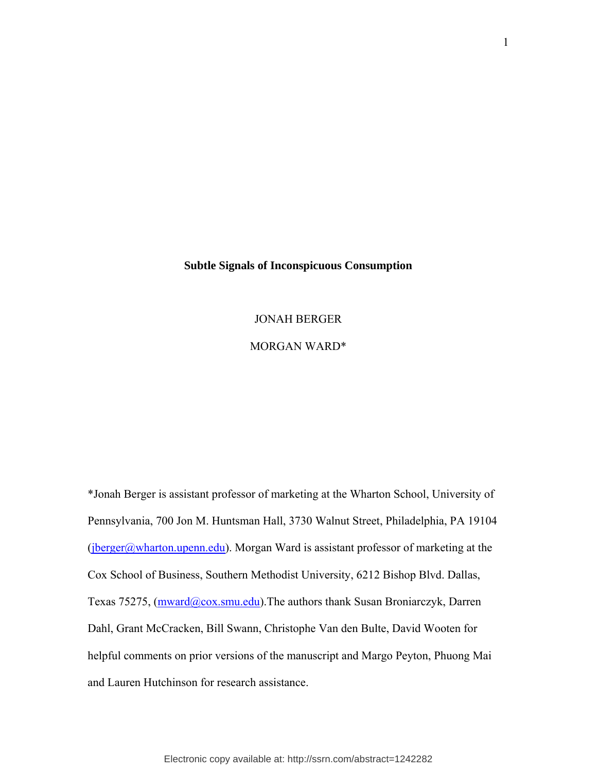**Subtle Signals of Inconspicuous Consumption**

JONAH BERGER

MORGAN WARD*

*Jonah Berger is assistant professor of marketing at the Wharton School, University of Pennsylvania, 700 Jon M. Huntsman Hall, 3730 Walnut Street, Philadelphia, PA 19104 (jberger@wharton.upenn.edu). Morgan Ward is assistant professor of marketing at the Cox School of Business, Southern Methodist University, 6212 Bishop Blvd. Dallas, Texas 75275, (mward@cox.smu.edu).The authors thank Susan Broniarczyk, Darren Dahl, Grant McCracken, Bill Swann, Christophe Van den Bulte, David Wooten for helpful comments on prior versions of the manuscript and Margo Peyton, Phuong Mai and Lauren Hutchinson for research assistance.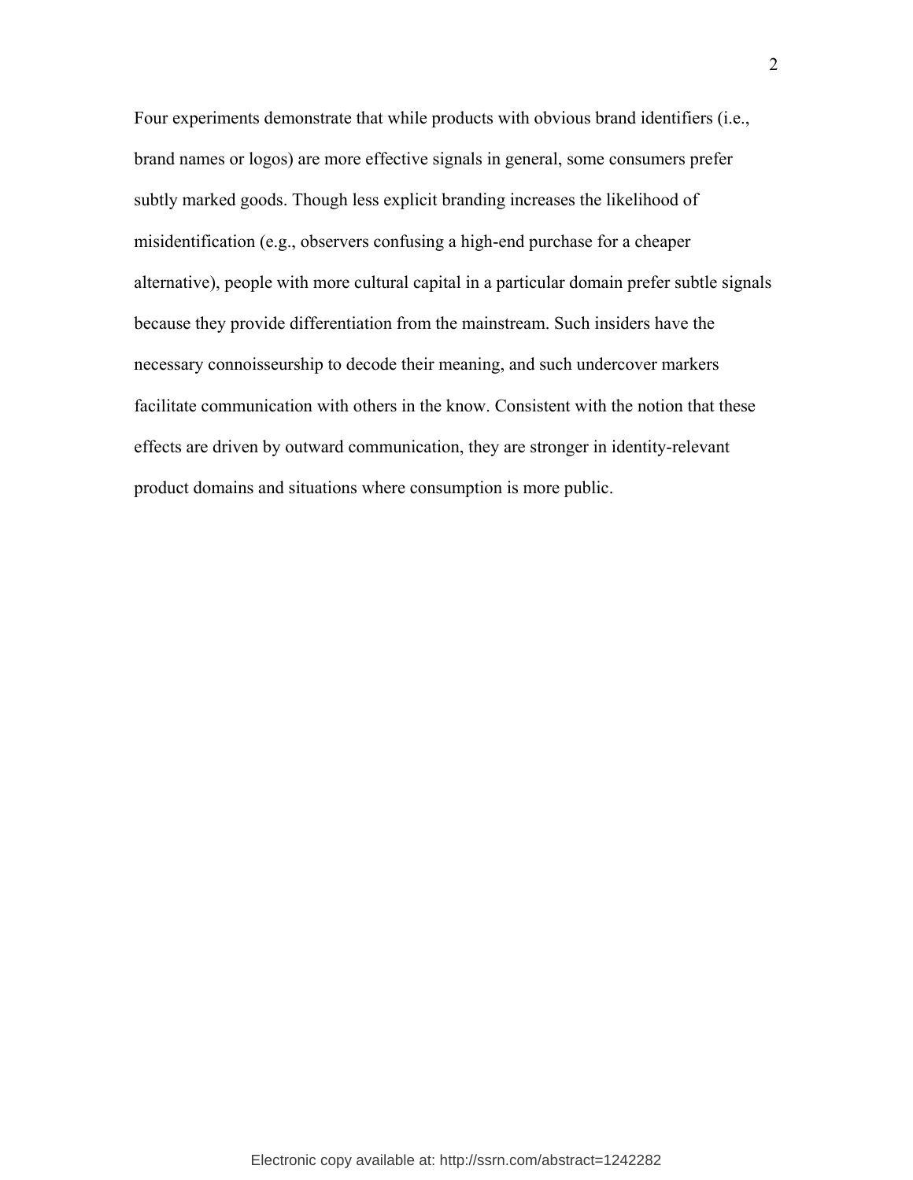Four experiments demonstrate that while products with obvious brand identifiers (i.e., brand names or logos) are more effective signals in general, some consumers prefer subtly marked goods. Though less explicit branding increases the likelihood of misidentification (e.g., observers confusing a high-end purchase for a cheaper alternative), people with more cultural capital in a particular domain prefer subtle signals because they provide differentiation from the mainstream. Such insiders have the necessary connoisseurship to decode their meaning, and such undercover markers facilitate communication with others in the know. Consistent with the notion that these effects are driven by outward communication, they are stronger in identity-relevant product domains and situations where consumption is more public.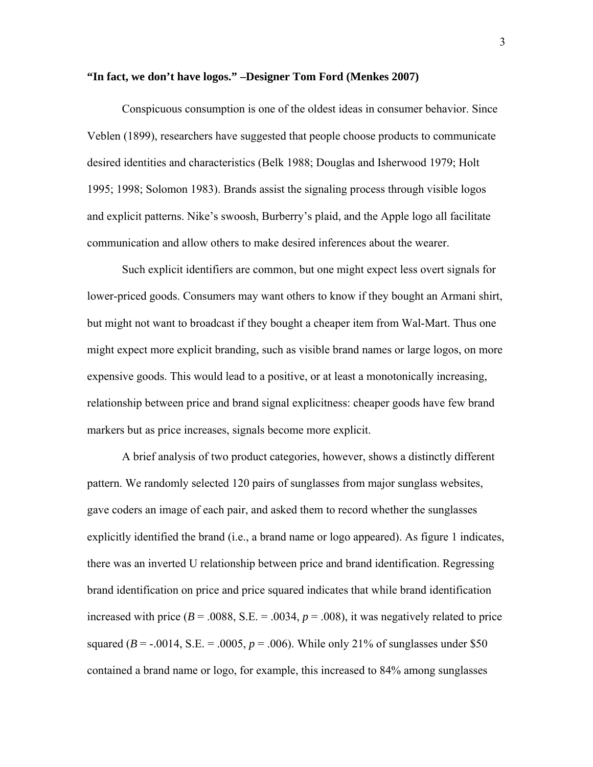**“In fact, we don’t have logos.” –Designer Tom Ford (Menkes 2007)**

Conspicuous consumption is one of the oldest ideas in consumer behavior. Since Veblen (1899), researchers have suggested that people choose products to communicate desired identities and characteristics (Belk 1988; Douglas and Isherwood 1979; Holt 1995; 1998; Solomon 1983). Brands assist the signaling process through visible logos and explicit patterns. Nike’s swoosh, Burberry’s plaid, and the Apple logo all facilitate communication and allow others to make desired inferences about the wearer.

Such explicit identifiers are common, but one might expect less overt signals for lower-priced goods. Consumers may want others to know if they bought an Armani shirt, but might not want to broadcast if they bought a cheaper item from Wal-Mart. Thus one might expect more explicit branding, such as visible brand names or large logos, on more expensive goods. This would lead to a positive, or at least a monotonically increasing, relationship between price and brand signal explicitness: cheaper goods have few brand markers but as price increases, signals become more explicit.

A brief analysis of two product categories, however, shows a distinctly different pattern. We randomly selected 120 pairs of sunglasses from major sunglass websites, gave coders an image of each pair, and asked them to record whether the sunglasses explicitly identified the brand (i.e., a brand name or logo appeared). As figure 1 indicates, there was an inverted U relationship between price and brand identification. Regressing brand identification on price and price squared indicates that while brand identification increased with price ($B = .0088$, S.E. = .0034, $p = .008$), it was negatively related to price squared ($B = -.0014$, S.E. = .0005, $p = .006$). While only 21% of sunglasses under \$50 contained a brand name or logo, for example, this increased to 84% among sunglasses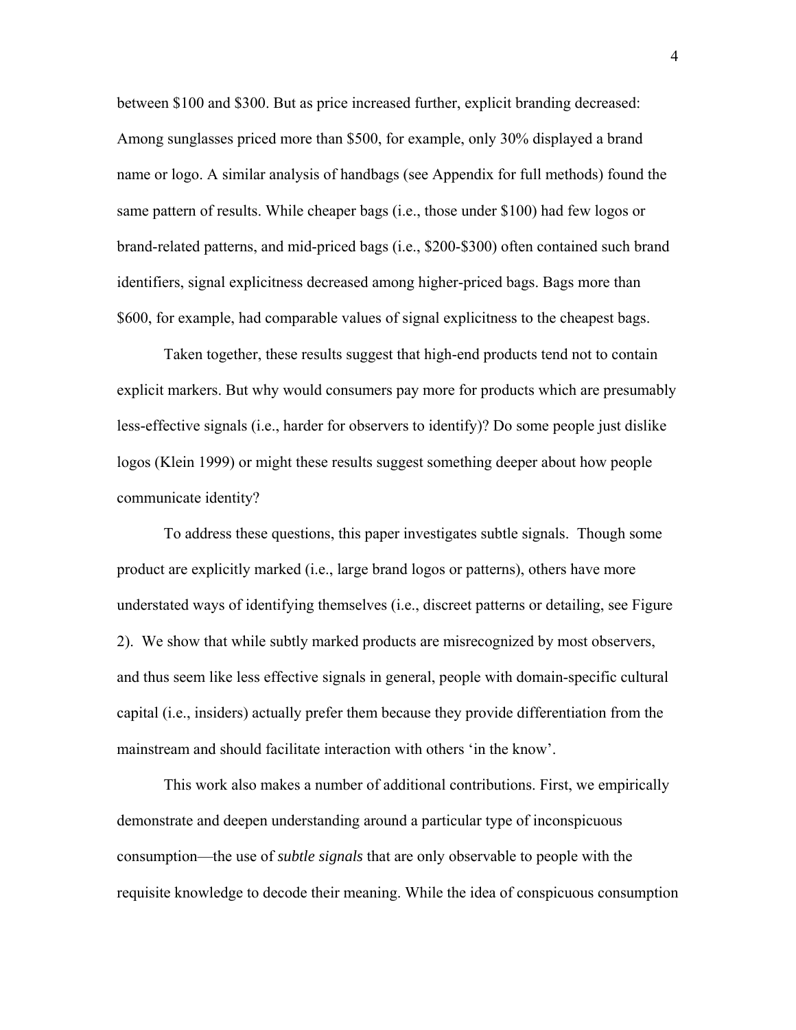between \$100 and \$300. But as price increased further, explicit branding decreased: Among sunglasses priced more than \$500, for example, only 30% displayed a brand name or logo. A similar analysis of handbags (see Appendix for full methods) found the same pattern of results. While cheaper bags (i.e., those under \$100) had few logos or brand-related patterns, and mid-priced bags (i.e., \$200-\$300) often contained such brand identifiers, signal explicitness decreased among higher-priced bags. Bags more than \$600, for example, had comparable values of signal explicitness to the cheapest bags.

Taken together, these results suggest that high-end products tend not to contain explicit markers. But why would consumers pay more for products which are presumably less-effective signals (i.e., harder for observers to identify)? Do some people just dislike logos (Klein 1999) or might these results suggest something deeper about how people communicate identity?

To address these questions, this paper investigates subtle signals. Though some product are explicitly marked (i.e., large brand logos or patterns), others have more understated ways of identifying themselves (i.e., discreet patterns or detailing, see Figure 2). We show that while subtly marked products are misrecognized by most observers, and thus seem like less effective signals in general, people with domain-specific cultural capital (i.e., insiders) actually prefer them because they provide differentiation from the mainstream and should facilitate interaction with others 'in the know'.

This work also makes a number of additional contributions. First, we empirically demonstrate and deepen understanding around a particular type of inconspicuous consumption—the use of *subtle signals* that are only observable to people with the requisite knowledge to decode their meaning. While the idea of conspicuous consumption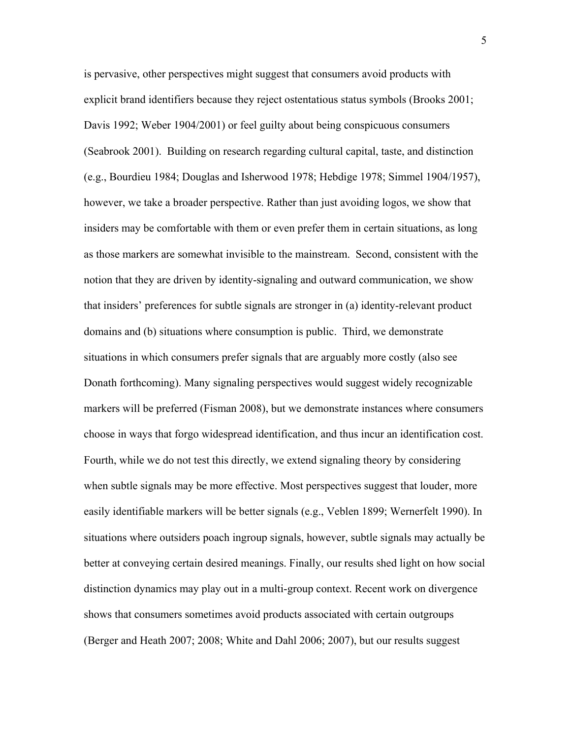is pervasive, other perspectives might suggest that consumers avoid products with explicit brand identifiers because they reject ostentatious status symbols (Brooks 2001; Davis 1992; Weber 1904/2001) or feel guilty about being conspicuous consumers (Seabrook 2001). Building on research regarding cultural capital, taste, and distinction (e.g., Bourdieu 1984; Douglas and Isherwood 1978; Hebdige 1978; Simmel 1904/1957), however, we take a broader perspective. Rather than just avoiding logos, we show that insiders may be comfortable with them or even prefer them in certain situations, as long as those markers are somewhat invisible to the mainstream. Second, consistent with the notion that they are driven by identity-signaling and outward communication, we show that insiders' preferences for subtle signals are stronger in (a) identity-relevant product domains and (b) situations where consumption is public. Third, we demonstrate situations in which consumers prefer signals that are arguably more costly (also see Donath forthcoming). Many signaling perspectives would suggest widely recognizable markers will be preferred (Fisman 2008), but we demonstrate instances where consumers choose in ways that forgo widespread identification, and thus incur an identification cost. Fourth, while we do not test this directly, we extend signaling theory by considering when subtle signals may be more effective. Most perspectives suggest that louder, more easily identifiable markers will be better signals (e.g., Veblen 1899; Wernerfelt 1990). In situations where outsiders poach ingroup signals, however, subtle signals may actually be better at conveying certain desired meanings. Finally, our results shed light on how social distinction dynamics may play out in a multi-group context. Recent work on divergence shows that consumers sometimes avoid products associated with certain outgroups (Berger and Heath 2007; 2008; White and Dahl 2006; 2007), but our results suggest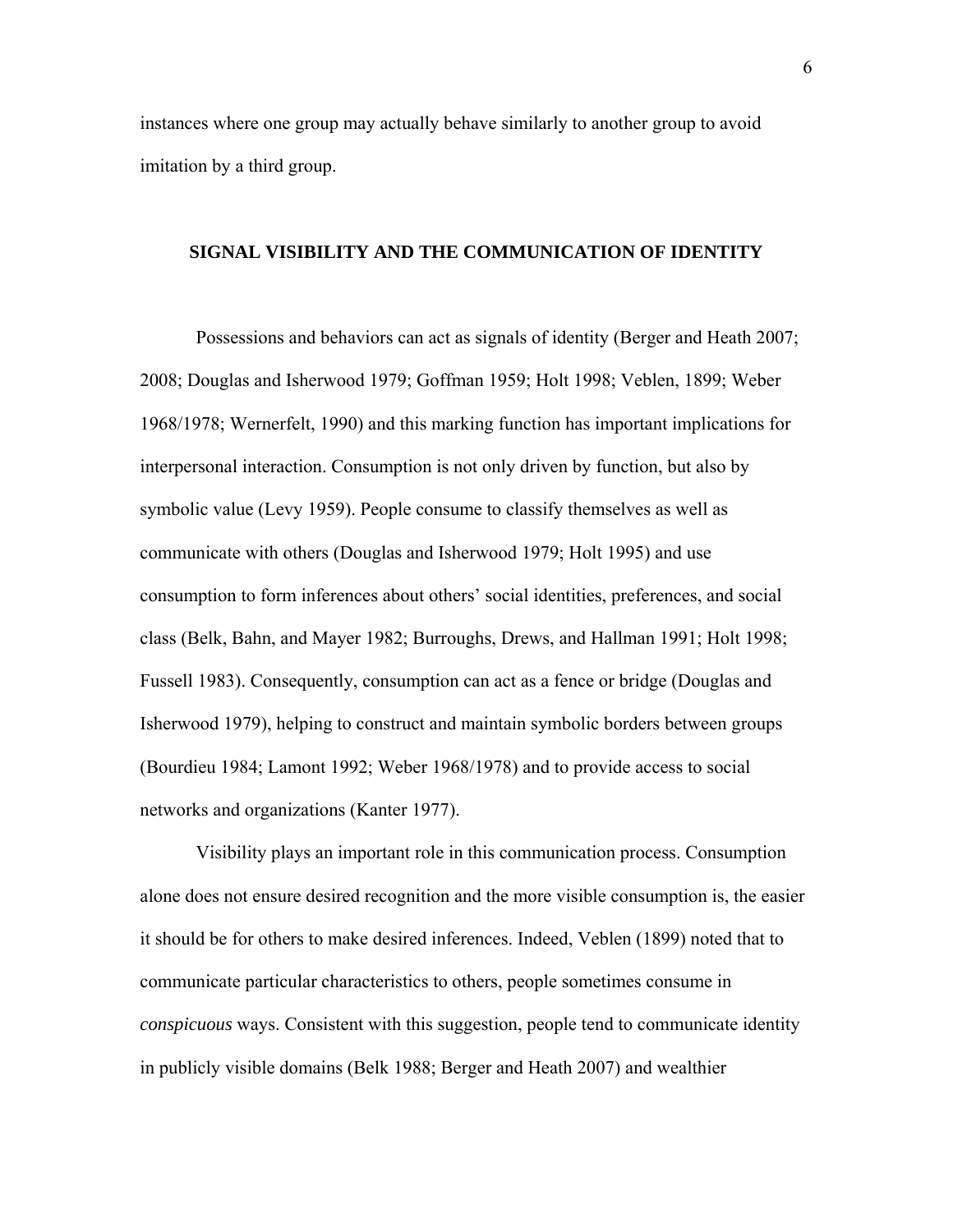instances where one group may actually behave similarly to another group to avoid imitation by a third group.

## SIGNAL VISIBILITY AND THE COMMUNICATION OF IDENTITY

Possessions and behaviors can act as signals of identity (Berger and Heath 2007; 2008; Douglas and Isherwood 1979; Goffman 1959; Holt 1998; Veblen, 1899; Weber 1968/1978; Wernerfelt, 1990) and this marking function has important implications for interpersonal interaction. Consumption is not only driven by function, but also by symbolic value (Levy 1959). People consume to classify themselves as well as communicate with others (Douglas and Isherwood 1979; Holt 1995) and use consumption to form inferences about others' social identities, preferences, and social class (Belk, Bahn, and Mayer 1982; Burroughs, Drews, and Hallman 1991; Holt 1998; Fussell 1983). Consequently, consumption can act as a fence or bridge (Douglas and Isherwood 1979), helping to construct and maintain symbolic borders between groups (Bourdieu 1984; Lamont 1992; Weber 1968/1978) and to provide access to social networks and organizations (Kanter 1977).

Visibility plays an important role in this communication process. Consumption alone does not ensure desired recognition and the more visible consumption is, the easier it should be for others to make desired inferences. Indeed, Veblen (1899) noted that to communicate particular characteristics to others, people sometimes consume in *conspicuous* ways. Consistent with this suggestion, people tend to communicate identity in publicly visible domains (Belk 1988; Berger and Heath 2007) and wealthier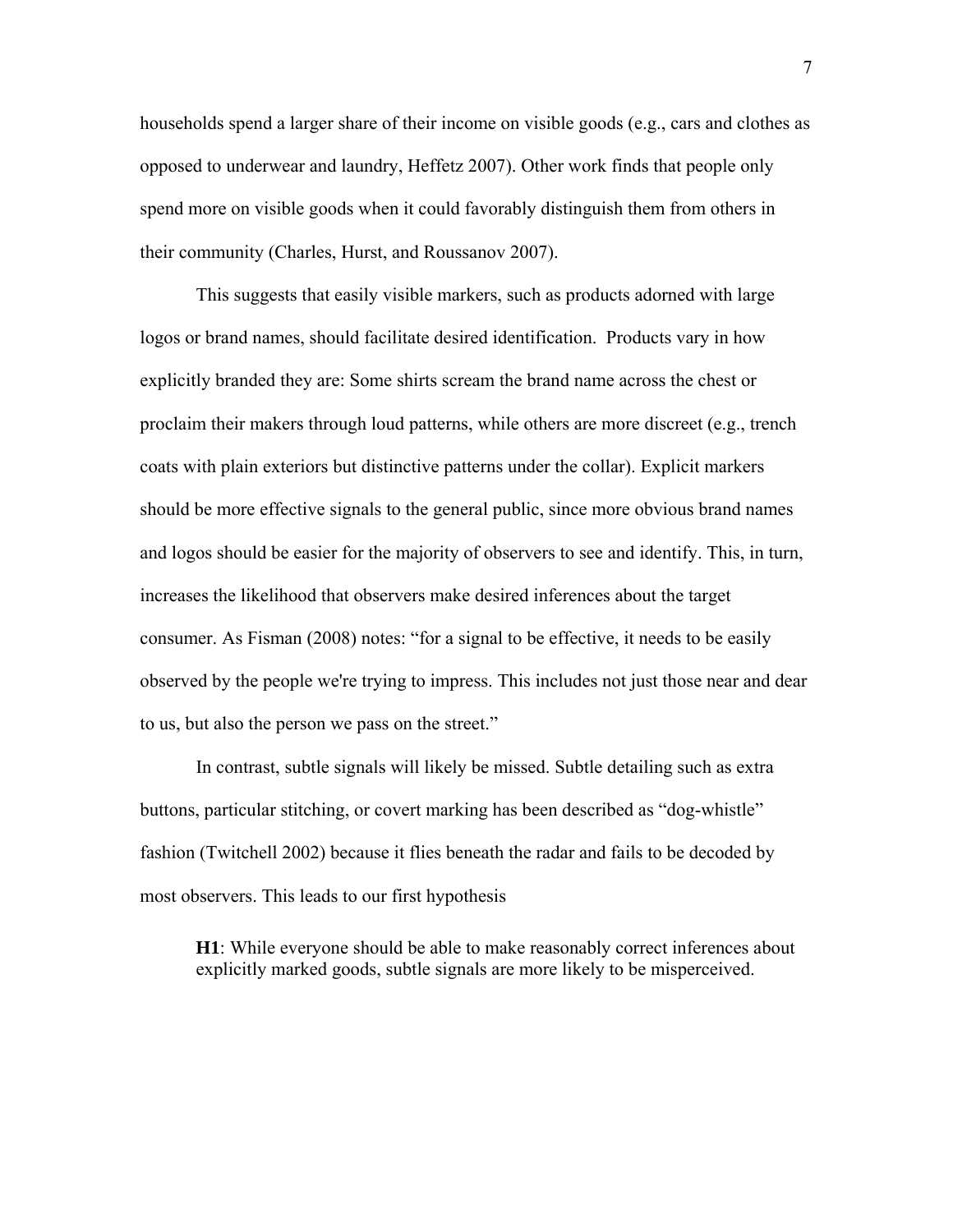households spend a larger share of their income on visible goods (e.g., cars and clothes as opposed to underwear and laundry, Heffetz 2007). Other work finds that people only spend more on visible goods when it could favorably distinguish them from others in their community (Charles, Hurst, and Roussanov 2007).

This suggests that easily visible markers, such as products adorned with large logos or brand names, should facilitate desired identification. Products vary in how explicitly branded they are: Some shirts scream the brand name across the chest or proclaim their makers through loud patterns, while others are more discreet (e.g., trench coats with plain exteriors but distinctive patterns under the collar). Explicit markers should be more effective signals to the general public, since more obvious brand names and logos should be easier for the majority of observers to see and identify. This, in turn, increases the likelihood that observers make desired inferences about the target consumer. As Fisman (2008) notes: "for a signal to be effective, it needs to be easily observed by the people we're trying to impress. This includes not just those near and dear to us, but also the person we pass on the street."

In contrast, subtle signals will likely be missed. Subtle detailing such as extra buttons, particular stitching, or covert marking has been described as "dog-whistle" fashion (Twitchell 2002) because it flies beneath the radar and fails to be decoded by most observers. This leads to our first hypothesis

> **H1**: While everyone should be able to make reasonably correct inferences about explicitly marked goods, subtle signals are more likely to be misperceived.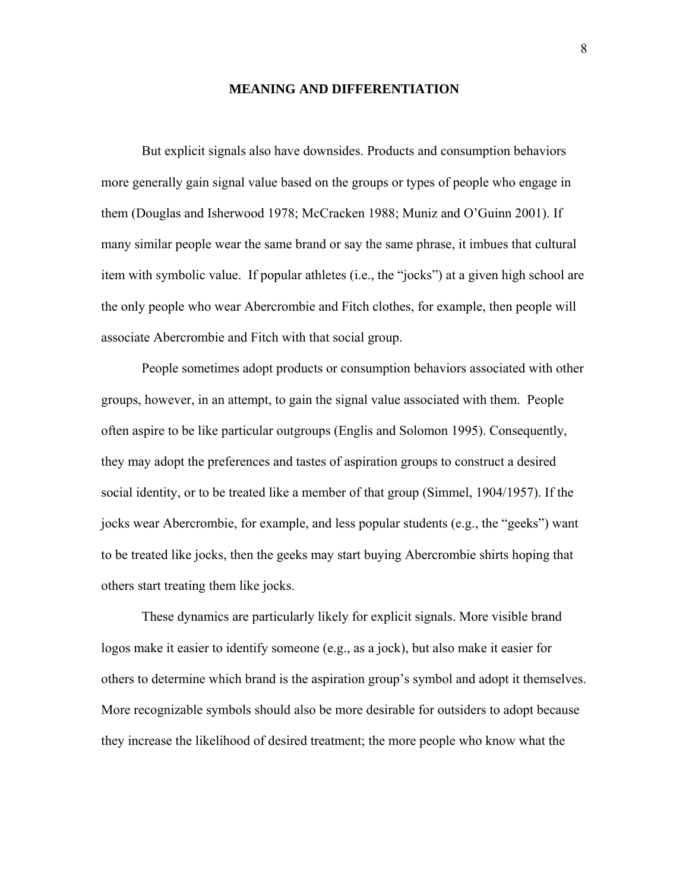## MEANING AND DIFFERENTIATION

But explicit signals also have downsides. Products and consumption behaviors more generally gain signal value based on the groups or types of people who engage in them (Douglas and Isherwood 1978; McCracken 1988; Muniz and O'Guinn 2001). If many similar people wear the same brand or say the same phrase, it imbues that cultural item with symbolic value. If popular athletes (i.e., the "jocks") at a given high school are the only people who wear Abercrombie and Fitch clothes, for example, then people will associate Abercrombie and Fitch with that social group.

People sometimes adopt products or consumption behaviors associated with other groups, however, in an attempt, to gain the signal value associated with them. People often aspire to be like particular outgroups (Englis and Solomon 1995). Consequently, they may adopt the preferences and tastes of aspiration groups to construct a desired social identity, or to be treated like a member of that group (Simmel, 1904/1957). If the jocks wear Abercrombie, for example, and less popular students (e.g., the "geeks") want to be treated like jocks, then the geeks may start buying Abercrombie shirts hoping that others start treating them like jocks.

These dynamics are particularly likely for explicit signals. More visible brand logos make it easier to identify someone (e.g., as a jock), but also make it easier for others to determine which brand is the aspiration group's symbol and adopt it themselves. More recognizable symbols should also be more desirable for outsiders to adopt because they increase the likelihood of desired treatment; the more people who know what the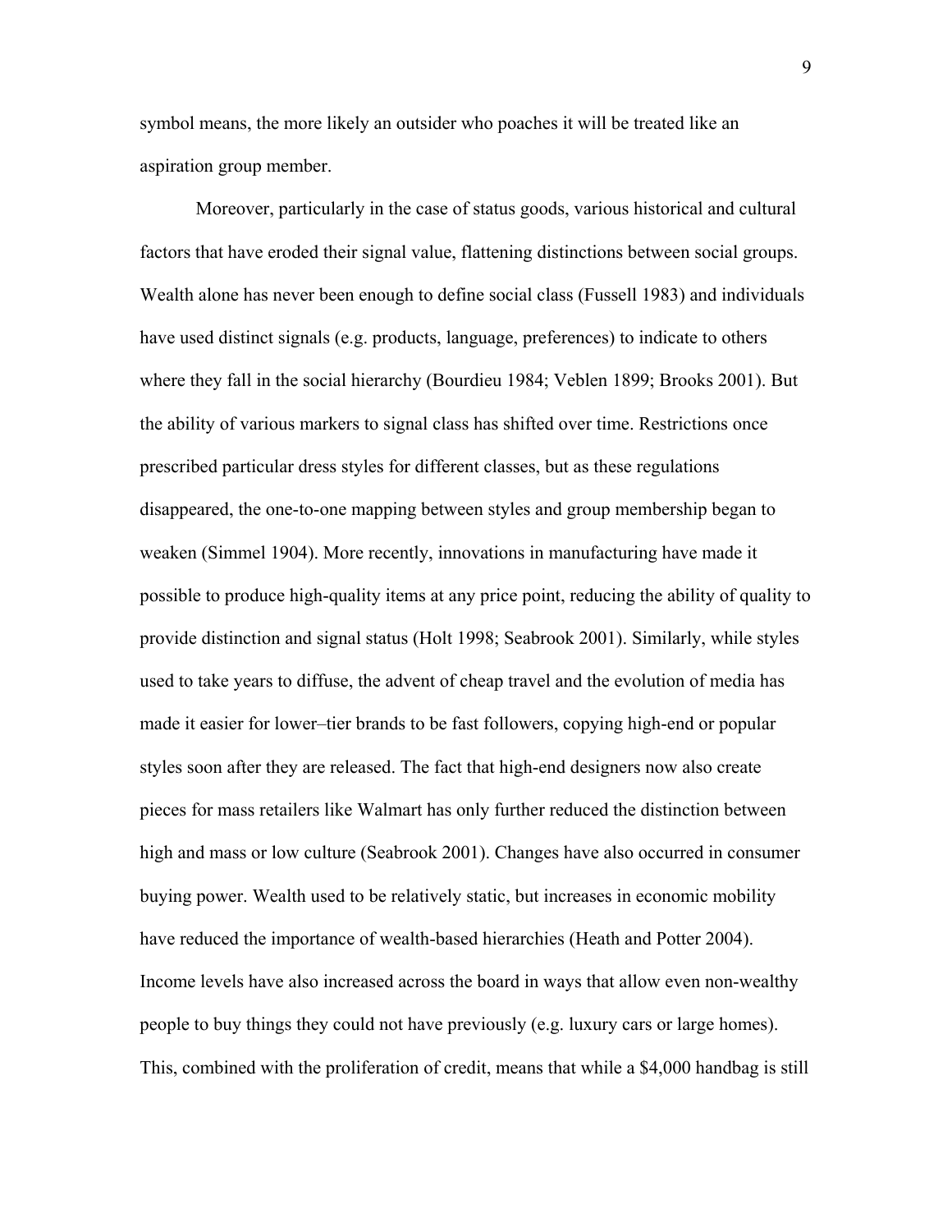symbol means, the more likely an outsider who poaches it will be treated like an aspiration group member.

Moreover, particularly in the case of status goods, various historical and cultural factors that have eroded their signal value, flattening distinctions between social groups. Wealth alone has never been enough to define social class (Fussell 1983) and individuals have used distinct signals (e.g. products, language, preferences) to indicate to others where they fall in the social hierarchy (Bourdieu 1984; Veblen 1899; Brooks 2001). But the ability of various markers to signal class has shifted over time. Restrictions once prescribed particular dress styles for different classes, but as these regulations disappeared, the one-to-one mapping between styles and group membership began to weaken (Simmel 1904). More recently, innovations in manufacturing have made it possible to produce high-quality items at any price point, reducing the ability of quality to provide distinction and signal status (Holt 1998; Seabrook 2001). Similarly, while styles used to take years to diffuse, the advent of cheap travel and the evolution of media has made it easier for lower–tier brands to be fast followers, copying high-end or popular styles soon after they are released. The fact that high-end designers now also create pieces for mass retailers like Walmart has only further reduced the distinction between high and mass or low culture (Seabrook 2001). Changes have also occurred in consumer buying power. Wealth used to be relatively static, but increases in economic mobility have reduced the importance of wealth-based hierarchies (Heath and Potter 2004). Income levels have also increased across the board in ways that allow even non-wealthy people to buy things they could not have previously (e.g. luxury cars or large homes). This, combined with the proliferation of credit, means that while a $4,000 handbag is still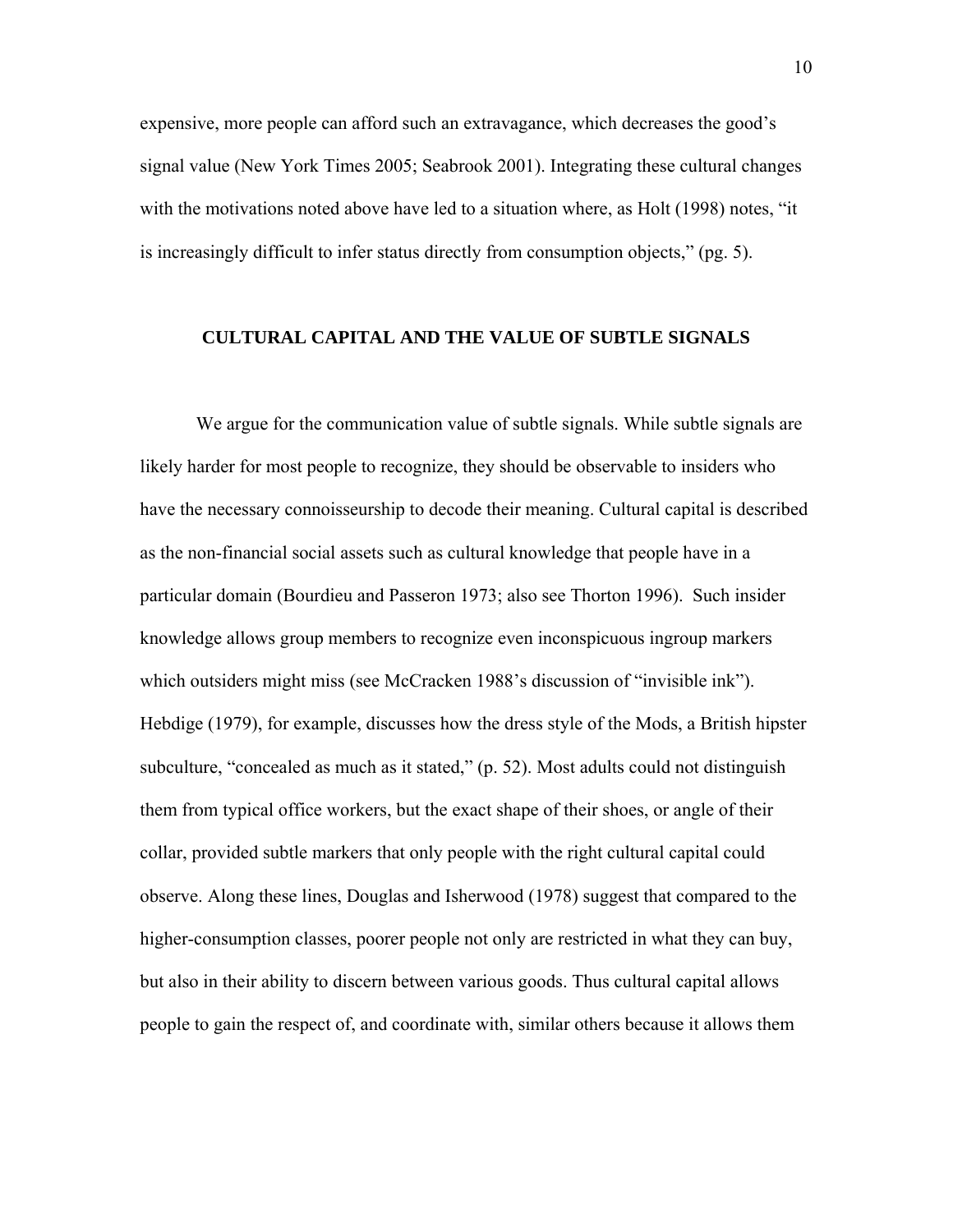expensive, more people can afford such an extravagance, which decreases the good's signal value (New York Times 2005; Seabrook 2001). Integrating these cultural changes with the motivations noted above have led to a situation where, as Holt (1998) notes, "it is increasingly difficult to infer status directly from consumption objects," (pg. 5).

## CULTURAL CAPITAL AND THE VALUE OF SUBTLE SIGNALS

We argue for the communication value of subtle signals. While subtle signals are likely harder for most people to recognize, they should be observable to insiders who have the necessary connoisseurship to decode their meaning. Cultural capital is described as the non-financial social assets such as cultural knowledge that people have in a particular domain (Bourdieu and Passeron 1973; also see Thorton 1996). Such insider knowledge allows group members to recognize even inconspicuous ingroup markers which outsiders might miss (see McCracken 1988's discussion of "invisible ink"). Hebdige (1979), for example, discusses how the dress style of the Mods, a British hipster subculture, "concealed as much as it stated," (p. 52). Most adults could not distinguish them from typical office workers, but the exact shape of their shoes, or angle of their collar, provided subtle markers that only people with the right cultural capital could observe. Along these lines, Douglas and Isherwood (1978) suggest that compared to the higher-consumption classes, poorer people not only are restricted in what they can buy, but also in their ability to discern between various goods. Thus cultural capital allows people to gain the respect of, and coordinate with, similar others because it allows them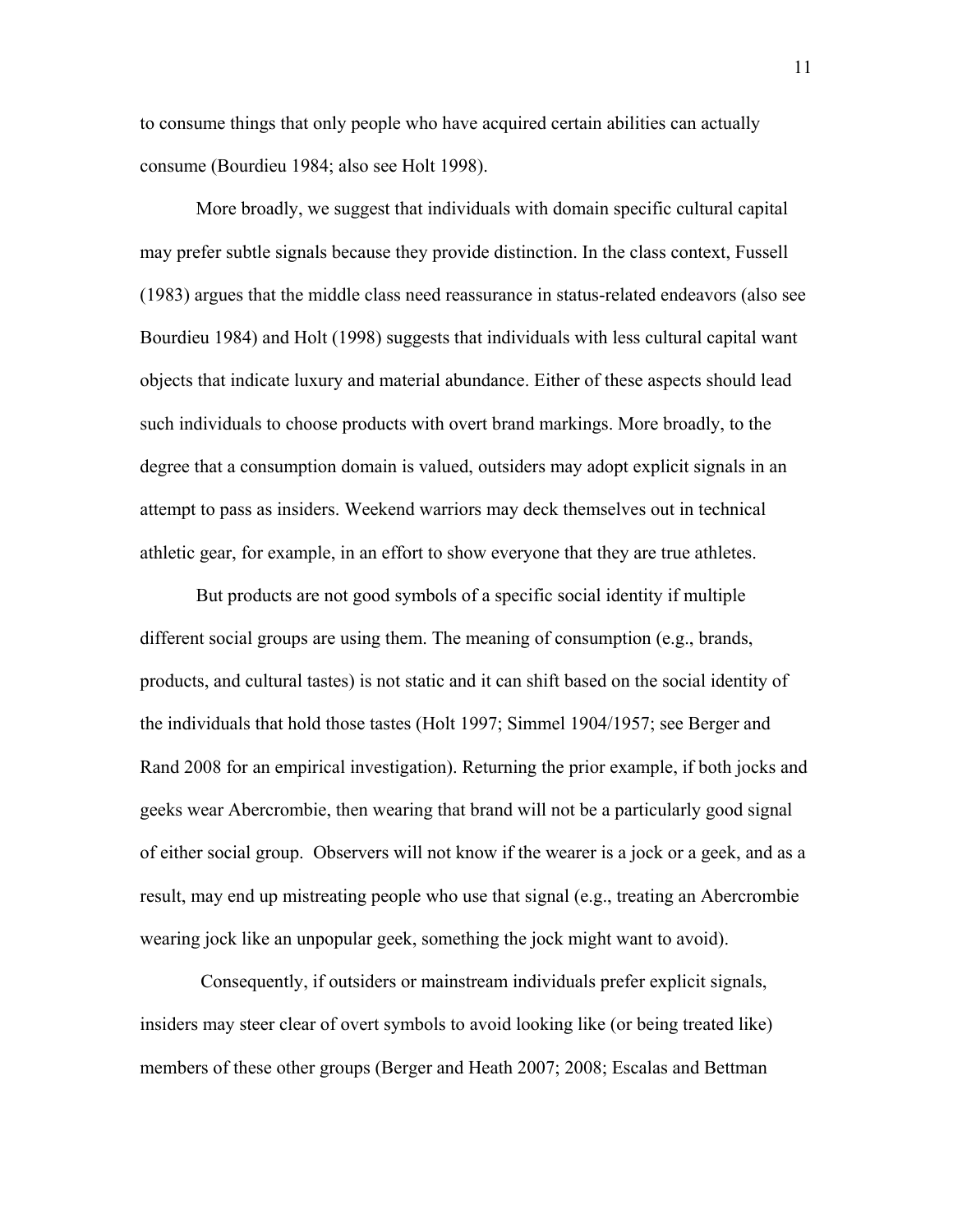to consume things that only people who have acquired certain abilities can actually consume (Bourdieu 1984; also see Holt 1998).

More broadly, we suggest that individuals with domain specific cultural capital may prefer subtle signals because they provide distinction. In the class context, Fussell (1983) argues that the middle class need reassurance in status-related endeavors (also see Bourdieu 1984) and Holt (1998) suggests that individuals with less cultural capital want objects that indicate luxury and material abundance. Either of these aspects should lead such individuals to choose products with overt brand markings. More broadly, to the degree that a consumption domain is valued, outsiders may adopt explicit signals in an attempt to pass as insiders. Weekend warriors may deck themselves out in technical athletic gear, for example, in an effort to show everyone that they are true athletes.

But products are not good symbols of a specific social identity if multiple different social groups are using them. The meaning of consumption (e.g., brands, products, and cultural tastes) is not static and it can shift based on the social identity of the individuals that hold those tastes (Holt 1997; Simmel 1904/1957; see Berger and Rand 2008 for an empirical investigation). Returning the prior example, if both jocks and geeks wear Abercrombie, then wearing that brand will not be a particularly good signal of either social group. Observers will not know if the wearer is a jock or a geek, and as a result, may end up mistreating people who use that signal (e.g., treating an Abercrombie wearing jock like an unpopular geek, something the jock might want to avoid).

Consequently, if outsiders or mainstream individuals prefer explicit signals, insiders may steer clear of overt symbols to avoid looking like (or being treated like) members of these other groups (Berger and Heath 2007; 2008; Escalas and Bettman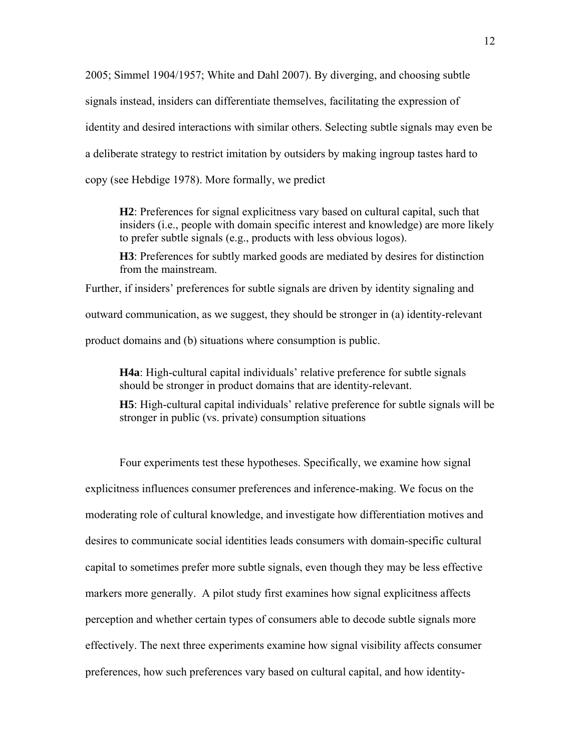2005; Simmel 1904/1957; White and Dahl 2007). By diverging, and choosing subtle signals instead, insiders can differentiate themselves, facilitating the expression of identity and desired interactions with similar others. Selecting subtle signals may even be a deliberate strategy to restrict imitation by outsiders by making ingroup tastes hard to copy (see Hebdige 1978). More formally, we predict

> **H2**: Preferences for signal explicitness vary based on cultural capital, such that insiders (i.e., people with domain specific interest and knowledge) are more likely to prefer subtle signals (e.g., products with less obvious logos).
>
> **H3**: Preferences for subtly marked goods are mediated by desires for distinction from the mainstream.

Further, if insiders' preferences for subtle signals are driven by identity signaling and outward communication, as we suggest, they should be stronger in (a) identity-relevant product domains and (b) situations where consumption is public.

> **H4a**: High-cultural capital individuals' relative preference for subtle signals should be stronger in product domains that are identity-relevant.
>
> **H5**: High-cultural capital individuals' relative preference for subtle signals will be stronger in public (vs. private) consumption situations

Four experiments test these hypotheses. Specifically, we examine how signal explicitness influences consumer preferences and inference-making. We focus on the moderating role of cultural knowledge, and investigate how differentiation motives and desires to communicate social identities leads consumers with domain-specific cultural capital to sometimes prefer more subtle signals, even though they may be less effective markers more generally. A pilot study first examines how signal explicitness affects perception and whether certain types of consumers able to decode subtle signals more effectively. The next three experiments examine how signal visibility affects consumer preferences, how such preferences vary based on cultural capital, and how identity-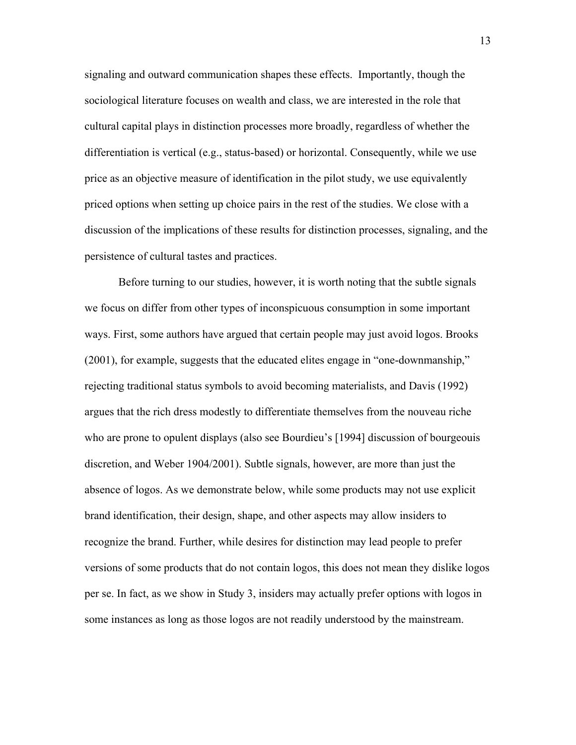signaling and outward communication shapes these effects. Importantly, though the sociological literature focuses on wealth and class, we are interested in the role that cultural capital plays in distinction processes more broadly, regardless of whether the differentiation is vertical (e.g., status-based) or horizontal. Consequently, while we use price as an objective measure of identification in the pilot study, we use equivalently priced options when setting up choice pairs in the rest of the studies. We close with a discussion of the implications of these results for distinction processes, signaling, and the persistence of cultural tastes and practices.

Before turning to our studies, however, it is worth noting that the subtle signals we focus on differ from other types of inconspicuous consumption in some important ways. First, some authors have argued that certain people may just avoid logos. Brooks (2001), for example, suggests that the educated elites engage in "one-downmanship," rejecting traditional status symbols to avoid becoming materialists, and Davis (1992) argues that the rich dress modestly to differentiate themselves from the nouveau riche who are prone to opulent displays (also see Bourdieu's [1994] discussion of bourgeouis discretion, and Weber 1904/2001). Subtle signals, however, are more than just the absence of logos. As we demonstrate below, while some products may not use explicit brand identification, their design, shape, and other aspects may allow insiders to recognize the brand. Further, while desires for distinction may lead people to prefer versions of some products that do not contain logos, this does not mean they dislike logos per se. In fact, as we show in Study 3, insiders may actually prefer options with logos in some instances as long as those logos are not readily understood by the mainstream.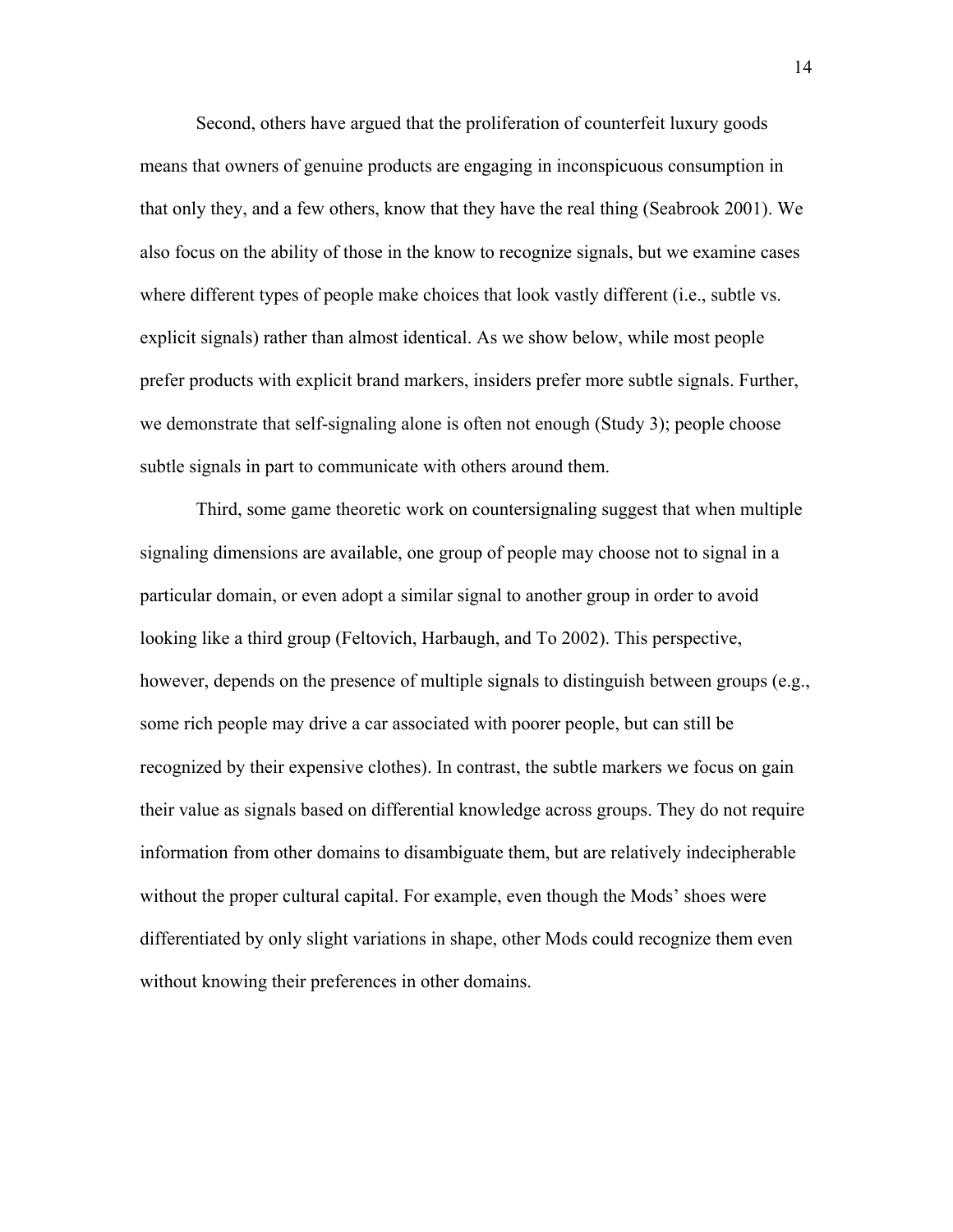Second, others have argued that the proliferation of counterfeit luxury goods means that owners of genuine products are engaging in inconspicuous consumption in that only they, and a few others, know that they have the real thing (Seabrook 2001). We also focus on the ability of those in the know to recognize signals, but we examine cases where different types of people make choices that look vastly different (i.e., subtle vs. explicit signals) rather than almost identical. As we show below, while most people prefer products with explicit brand markers, insiders prefer more subtle signals. Further, we demonstrate that self-signaling alone is often not enough (Study 3); people choose subtle signals in part to communicate with others around them.

Third, some game theoretic work on countersignaling suggest that when multiple signaling dimensions are available, one group of people may choose not to signal in a particular domain, or even adopt a similar signal to another group in order to avoid looking like a third group (Feltovich, Harbaugh, and To 2002). This perspective, however, depends on the presence of multiple signals to distinguish between groups (e.g., some rich people may drive a car associated with poorer people, but can still be recognized by their expensive clothes). In contrast, the subtle markers we focus on gain their value as signals based on differential knowledge across groups. They do not require information from other domains to disambiguate them, but are relatively indecipherable without the proper cultural capital. For example, even though the Mods' shoes were differentiated by only slight variations in shape, other Mods could recognize them even without knowing their preferences in other domains.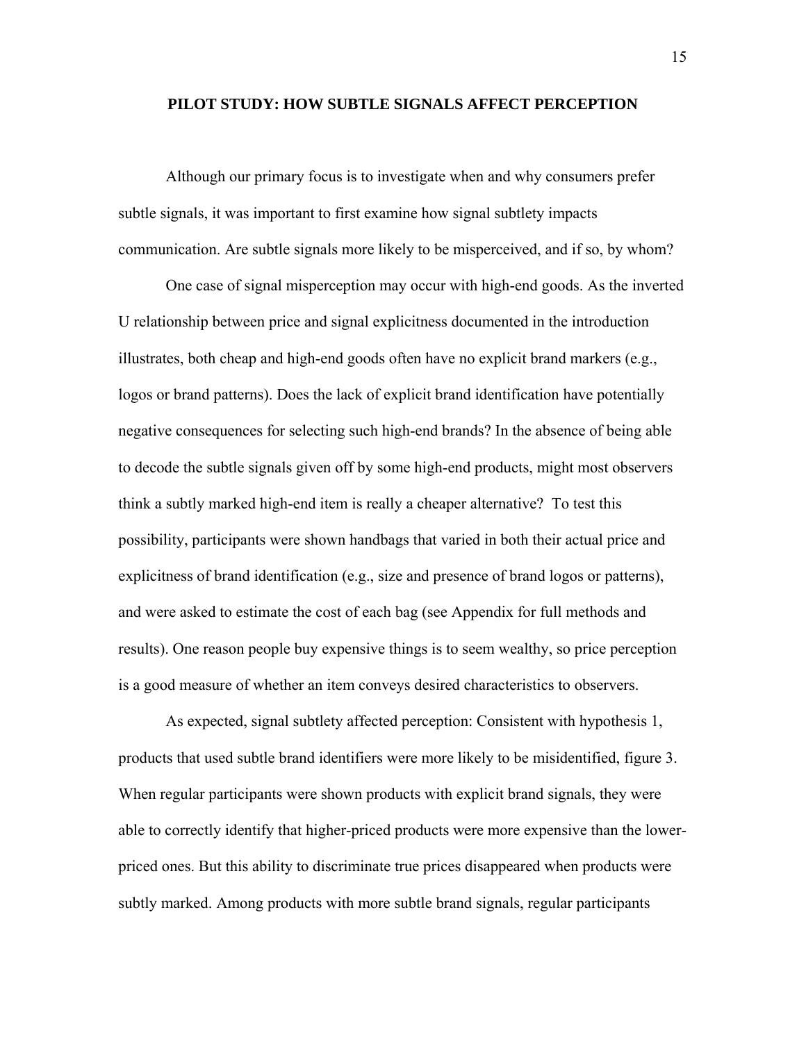## PILOT STUDY: HOW SUBTLE SIGNALS AFFECT PERCEPTION

Although our primary focus is to investigate when and why consumers prefer subtle signals, it was important to first examine how signal subtlety impacts communication. Are subtle signals more likely to be misperceived, and if so, by whom?

One case of signal misperception may occur with high-end goods. As the inverted U relationship between price and signal explicitness documented in the introduction illustrates, both cheap and high-end goods often have no explicit brand markers (e.g., logos or brand patterns). Does the lack of explicit brand identification have potentially negative consequences for selecting such high-end brands? In the absence of being able to decode the subtle signals given off by some high-end products, might most observers think a subtly marked high-end item is really a cheaper alternative? To test this possibility, participants were shown handbags that varied in both their actual price and explicitness of brand identification (e.g., size and presence of brand logos or patterns), and were asked to estimate the cost of each bag (see Appendix for full methods and results). One reason people buy expensive things is to seem wealthy, so price perception is a good measure of whether an item conveys desired characteristics to observers.

As expected, signal subtlety affected perception: Consistent with hypothesis 1, products that used subtle brand identifiers were more likely to be misidentified, figure 3. When regular participants were shown products with explicit brand signals, they were able to correctly identify that higher-priced products were more expensive than the lower-priced ones. But this ability to discriminate true prices disappeared when products were subtly marked. Among products with more subtle brand signals, regular participants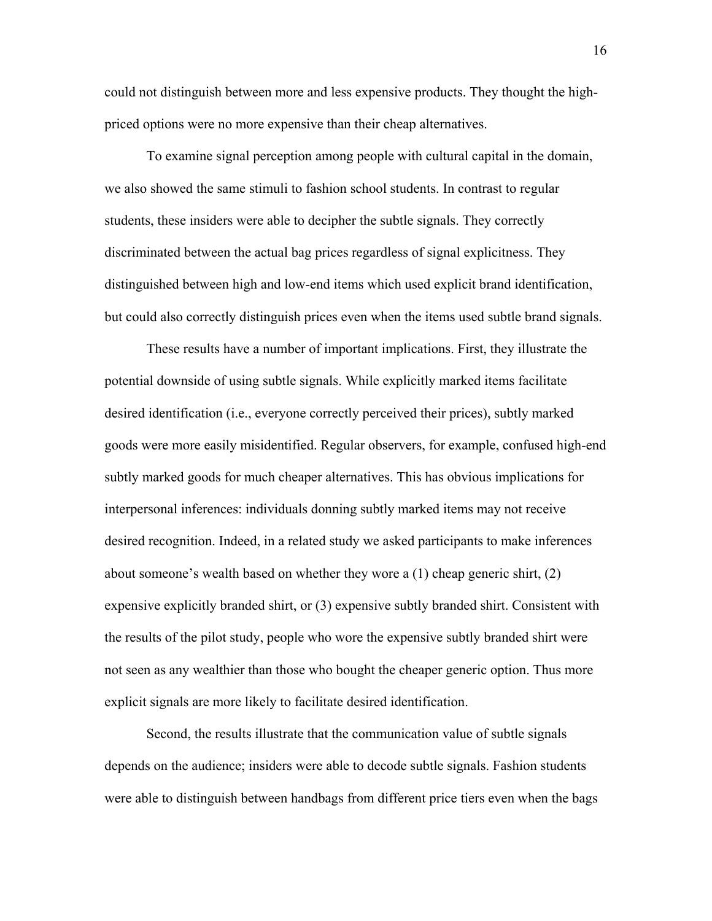could not distinguish between more and less expensive products. They thought the high-priced options were no more expensive than their cheap alternatives.

To examine signal perception among people with cultural capital in the domain, we also showed the same stimuli to fashion school students. In contrast to regular students, these insiders were able to decipher the subtle signals. They correctly discriminated between the actual bag prices regardless of signal explicitness. They distinguished between high and low-end items which used explicit brand identification, but could also correctly distinguish prices even when the items used subtle brand signals.

These results have a number of important implications. First, they illustrate the potential downside of using subtle signals. While explicitly marked items facilitate desired identification (i.e., everyone correctly perceived their prices), subtly marked goods were more easily misidentified. Regular observers, for example, confused high-end subtly marked goods for much cheaper alternatives. This has obvious implications for interpersonal inferences: individuals donning subtly marked items may not receive desired recognition. Indeed, in a related study we asked participants to make inferences about someone's wealth based on whether they wore a (1) cheap generic shirt, (2) expensive explicitly branded shirt, or (3) expensive subtly branded shirt. Consistent with the results of the pilot study, people who wore the expensive subtly branded shirt were not seen as any wealthier than those who bought the cheaper generic option. Thus more explicit signals are more likely to facilitate desired identification.

Second, the results illustrate that the communication value of subtle signals depends on the audience; insiders were able to decode subtle signals. Fashion students were able to distinguish between handbags from different price tiers even when the bags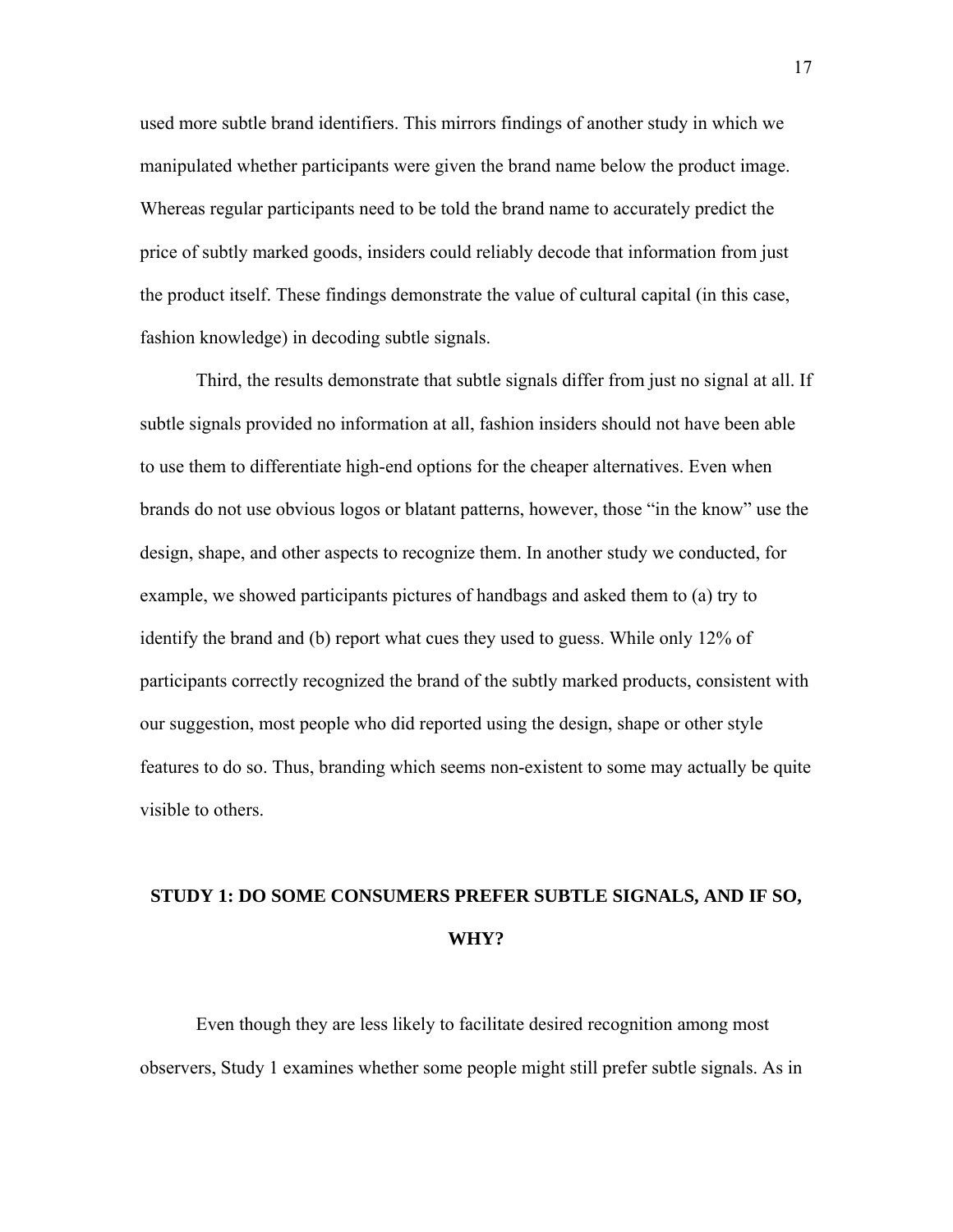used more subtle brand identifiers. This mirrors findings of another study in which we manipulated whether participants were given the brand name below the product image. Whereas regular participants need to be told the brand name to accurately predict the price of subtly marked goods, insiders could reliably decode that information from just the product itself. These findings demonstrate the value of cultural capital (in this case, fashion knowledge) in decoding subtle signals.

Third, the results demonstrate that subtle signals differ from just no signal at all. If subtle signals provided no information at all, fashion insiders should not have been able to use them to differentiate high-end options for the cheaper alternatives. Even when brands do not use obvious logos or blatant patterns, however, those "in the know" use the design, shape, and other aspects to recognize them. In another study we conducted, for example, we showed participants pictures of handbags and asked them to (a) try to identify the brand and (b) report what cues they used to guess. While only 12% of participants correctly recognized the brand of the subtly marked products, consistent with our suggestion, most people who did reported using the design, shape or other style features to do so. Thus, branding which seems non-existent to some may actually be quite visible to others.

## STUDY 1: DO SOME CONSUMERS PREFER SUBTLE SIGNALS, AND IF SO, WHY?

Even though they are less likely to facilitate desired recognition among most observers, Study 1 examines whether some people might still prefer subtle signals. As in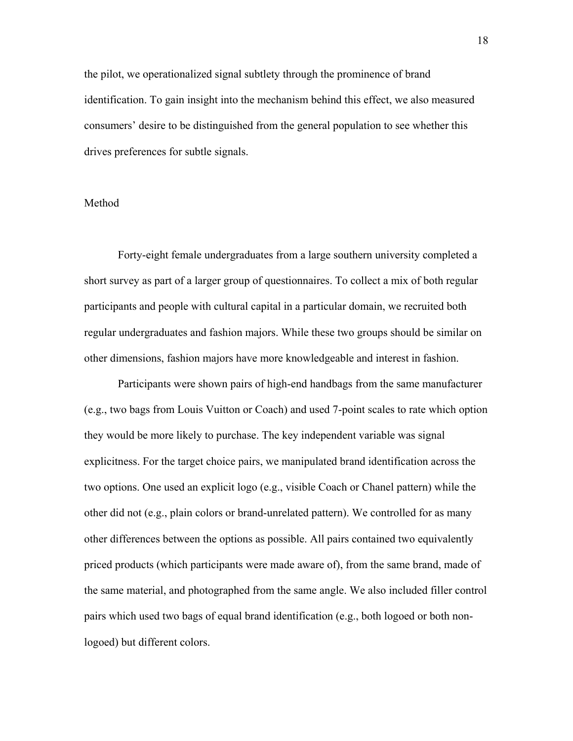the pilot, we operationalized signal subtlety through the prominence of brand identification. To gain insight into the mechanism behind this effect, we also measured consumers' desire to be distinguished from the general population to see whether this drives preferences for subtle signals.

## Method

Forty-eight female undergraduates from a large southern university completed a short survey as part of a larger group of questionnaires. To collect a mix of both regular participants and people with cultural capital in a particular domain, we recruited both regular undergraduates and fashion majors. While these two groups should be similar on other dimensions, fashion majors have more knowledgeable and interest in fashion.

Participants were shown pairs of high-end handbags from the same manufacturer (e.g., two bags from Louis Vuitton or Coach) and used 7-point scales to rate which option they would be more likely to purchase. The key independent variable was signal explicitness. For the target choice pairs, we manipulated brand identification across the two options. One used an explicit logo (e.g., visible Coach or Chanel pattern) while the other did not (e.g., plain colors or brand-unrelated pattern). We controlled for as many other differences between the options as possible. All pairs contained two equivalently priced products (which participants were made aware of), from the same brand, made of the same material, and photographed from the same angle. We also included filler control pairs which used two bags of equal brand identification (e.g., both logoed or both non-logoed) but different colors.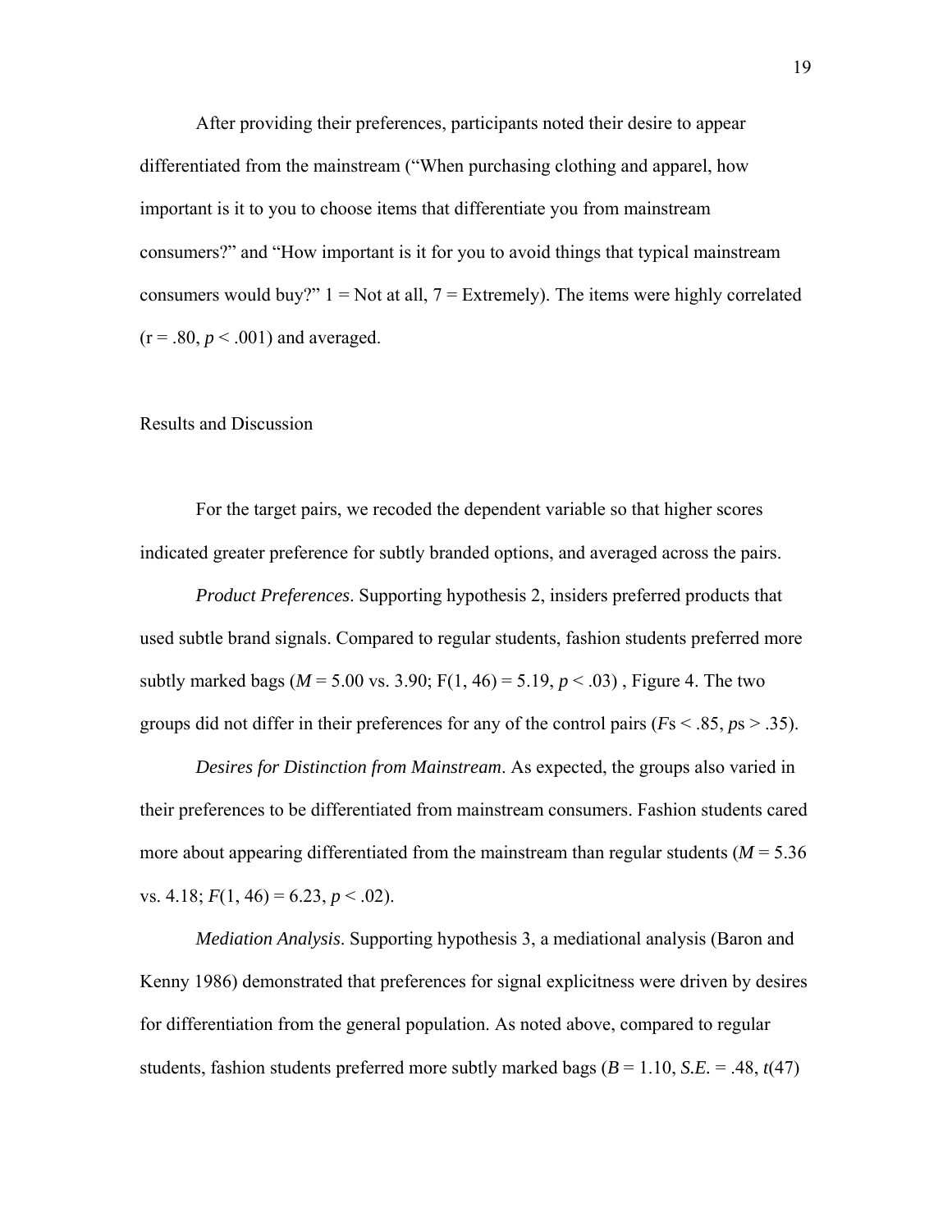After providing their preferences, participants noted their desire to appear differentiated from the mainstream ("When purchasing clothing and apparel, how important is it to you to choose items that differentiate you from mainstream consumers?" and "How important is it for you to avoid things that typical mainstream consumers would buy?" 1 = Not at all, 7 = Extremely). The items were highly correlated ($r = .80$, $p < .001$) and averaged.

## Results and Discussion

For the target pairs, we recoded the dependent variable so that higher scores indicated greater preference for subtly branded options, and averaged across the pairs.

*Product Preferences*. Supporting hypothesis 2, insiders preferred products that used subtle brand signals. Compared to regular students, fashion students preferred more subtly marked bags ($M = 5.00$ vs. $3.90$; $F(1, 46) = 5.19$, $p < .03$) , Figure 4. The two groups did not differ in their preferences for any of the control pairs ($F$s $< .85$, $p$s $> .35$).

*Desires for Distinction from Mainstream*. As expected, the groups also varied in their preferences to be differentiated from mainstream consumers. Fashion students cared more about appearing differentiated from the mainstream than regular students ($M = 5.36$ vs. $4.18$; $F(1, 46) = 6.23$, $p < .02$).

*Mediation Analysis*. Supporting hypothesis 3, a mediational analysis (Baron and Kenny 1986) demonstrated that preferences for signal explicitness were driven by desires for differentiation from the general population. As noted above, compared to regular students, fashion students preferred more subtly marked bags ($B = 1.10$, $S.E. = .48$, $t(47)$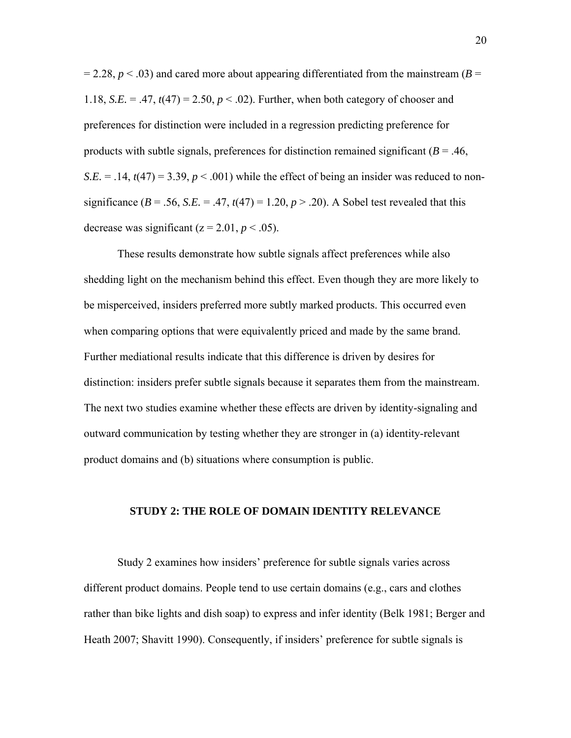= 2.28, $p < .03$) and cared more about appearing differentiated from the mainstream ($B$ = 1.18, *S.E.* = .47, $t(47) = 2.50$, $p < .02$). Further, when both category of chooser and preferences for distinction were included in a regression predicting preference for products with subtle signals, preferences for distinction remained significant ($B$ = .46, *S.E.* = .14, $t(47) = 3.39$, $p < .001$) while the effect of being an insider was reduced to non-significance ($B$ = .56, *S.E.* = .47, $t(47) = 1.20$, $p > .20$). A Sobel test revealed that this decrease was significant ($z = 2.01$, $p < .05$).

These results demonstrate how subtle signals affect preferences while also shedding light on the mechanism behind this effect. Even though they are more likely to be misperceived, insiders preferred more subtly marked products. This occurred even when comparing options that were equivalently priced and made by the same brand. Further mediational results indicate that this difference is driven by desires for distinction: insiders prefer subtle signals because it separates them from the mainstream. The next two studies examine whether these effects are driven by identity-signaling and outward communication by testing whether they are stronger in (a) identity-relevant product domains and (b) situations where consumption is public.

## STUDY 2: THE ROLE OF DOMAIN IDENTITY RELEVANCE

Study 2 examines how insiders' preference for subtle signals varies across different product domains. People tend to use certain domains (e.g., cars and clothes rather than bike lights and dish soap) to express and infer identity (Belk 1981; Berger and Heath 2007; Shavitt 1990). Consequently, if insiders' preference for subtle signals is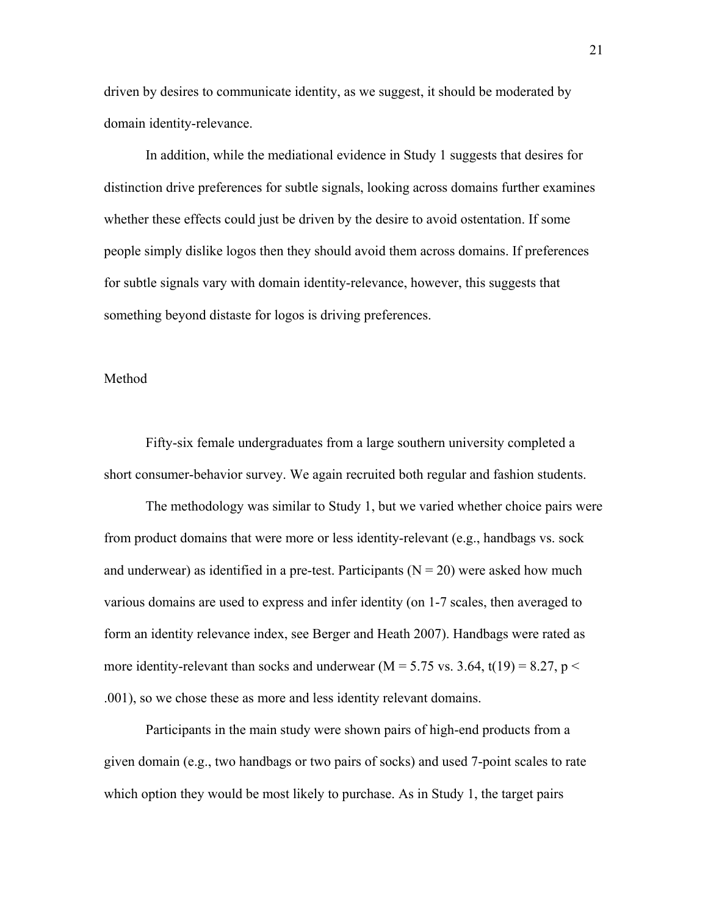driven by desires to communicate identity, as we suggest, it should be moderated by domain identity-relevance.

In addition, while the mediational evidence in Study 1 suggests that desires for distinction drive preferences for subtle signals, looking across domains further examines whether these effects could just be driven by the desire to avoid ostentation. If some people simply dislike logos then they should avoid them across domains. If preferences for subtle signals vary with domain identity-relevance, however, this suggests that something beyond distaste for logos is driving preferences.

## Method

Fifty-six female undergraduates from a large southern university completed a short consumer-behavior survey. We again recruited both regular and fashion students.

The methodology was similar to Study 1, but we varied whether choice pairs were from product domains that were more or less identity-relevant (e.g., handbags vs. sock and underwear) as identified in a pre-test. Participants ($N = 20$) were asked how much various domains are used to express and infer identity (on 1-7 scales, then averaged to form an identity relevance index, see Berger and Heath 2007). Handbags were rated as more identity-relevant than socks and underwear ($M = 5.75$ vs. $3.64$, $t(19) = 8.27$, $p < .001$), so we chose these as more and less identity relevant domains.

Participants in the main study were shown pairs of high-end products from a given domain (e.g., two handbags or two pairs of socks) and used 7-point scales to rate which option they would be most likely to purchase. As in Study 1, the target pairs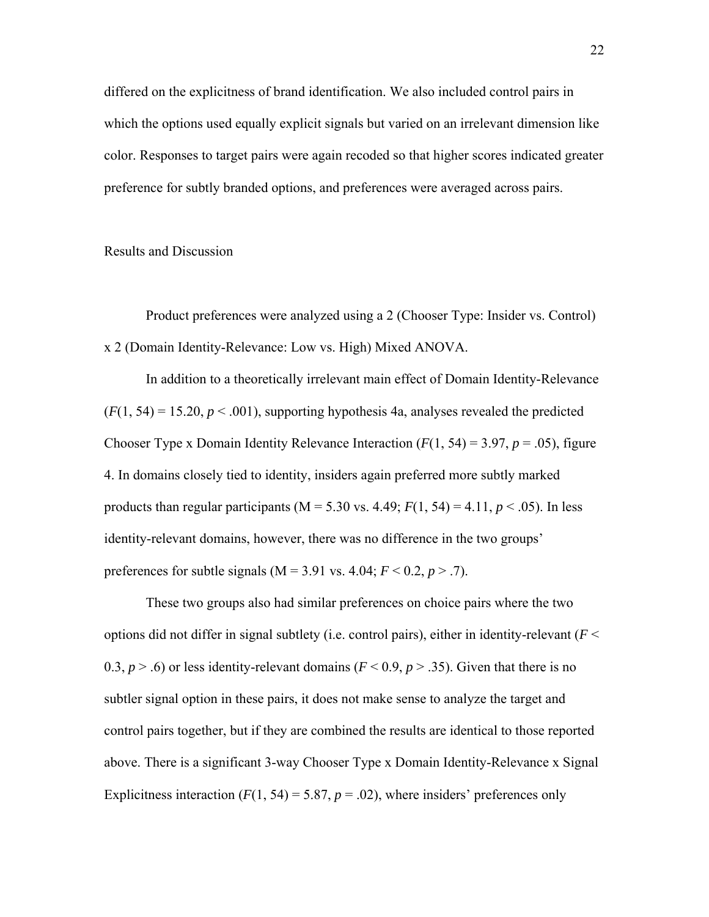differed on the explicitness of brand identification. We also included control pairs in which the options used equally explicit signals but varied on an irrelevant dimension like color. Responses to target pairs were again recoded so that higher scores indicated greater preference for subtly branded options, and preferences were averaged across pairs.

Results and Discussion

Product preferences were analyzed using a 2 (Chooser Type: Insider vs. Control) x 2 (Domain Identity-Relevance: Low vs. High) Mixed ANOVA.

In addition to a theoretically irrelevant main effect of Domain Identity-Relevance ($F(1, 54) = 15.20$, $p < .001$), supporting hypothesis 4a, analyses revealed the predicted Chooser Type x Domain Identity Relevance Interaction ($F(1, 54) = 3.97$, $p = .05$), figure 4. In domains closely tied to identity, insiders again preferred more subtly marked products than regular participants (M = 5.30 vs. 4.49; $F(1, 54) = 4.11$, $p < .05$). In less identity-relevant domains, however, there was no difference in the two groups' preferences for subtle signals (M = 3.91 vs. 4.04; $F < 0.2$, $p > .7$).

These two groups also had similar preferences on choice pairs where the two options did not differ in signal subtlety (i.e. control pairs), either in identity-relevant ($F < 0.3$, $p > .6$) or less identity-relevant domains ($F < 0.9$, $p > .35$). Given that there is no subtler signal option in these pairs, it does not make sense to analyze the target and control pairs together, but if they are combined the results are identical to those reported above. There is a significant 3-way Chooser Type x Domain Identity-Relevance x Signal Explicitness interaction ($F(1, 54) = 5.87$, $p = .02$), where insiders' preferences only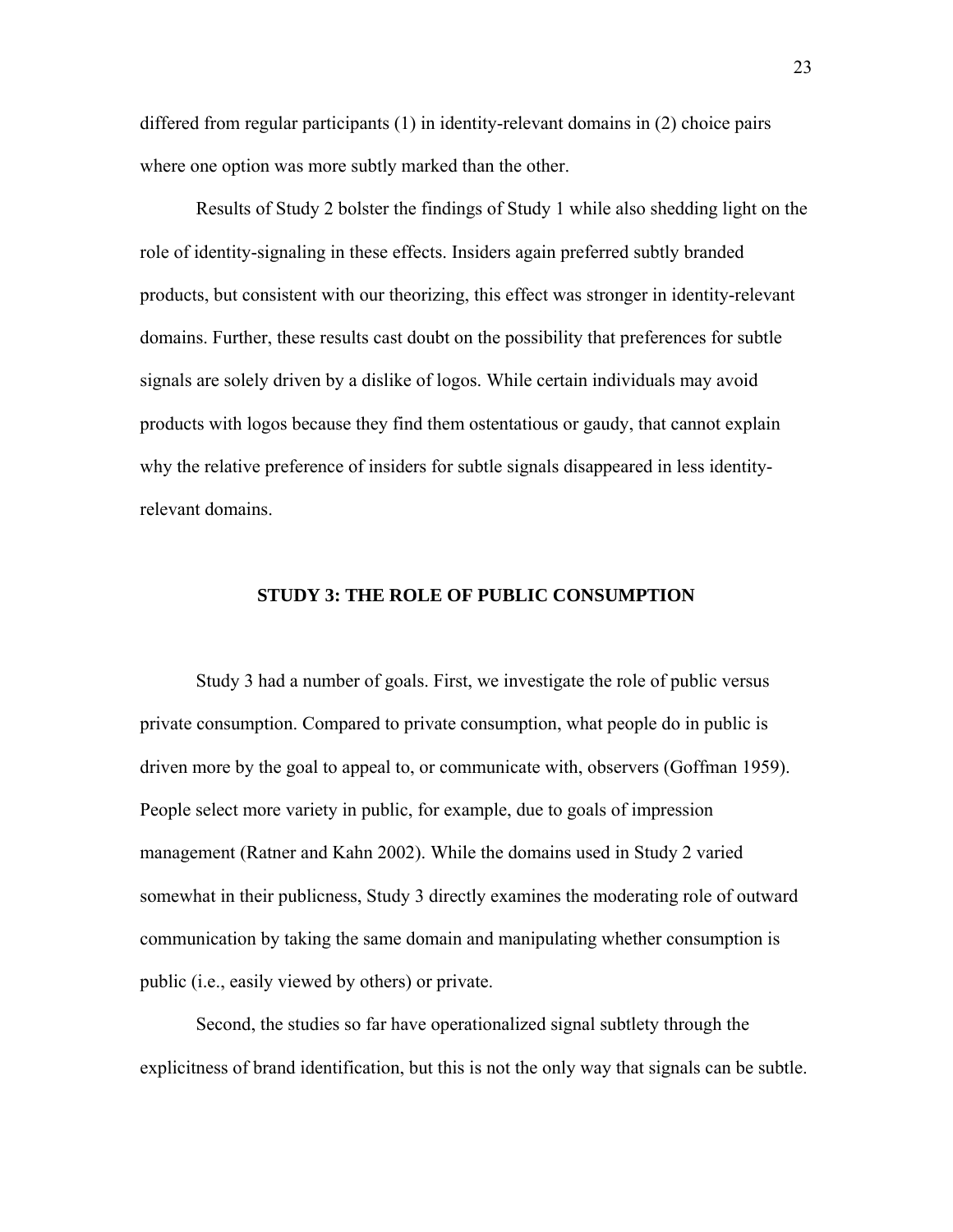differed from regular participants (1) in identity-relevant domains in (2) choice pairs where one option was more subtly marked than the other.

Results of Study 2 bolster the findings of Study 1 while also shedding light on the role of identity-signaling in these effects. Insiders again preferred subtly branded products, but consistent with our theorizing, this effect was stronger in identity-relevant domains. Further, these results cast doubt on the possibility that preferences for subtle signals are solely driven by a dislike of logos. While certain individuals may avoid products with logos because they find them ostentatious or gaudy, that cannot explain why the relative preference of insiders for subtle signals disappeared in less identity-relevant domains.

## STUDY 3: THE ROLE OF PUBLIC CONSUMPTION

Study 3 had a number of goals. First, we investigate the role of public versus private consumption. Compared to private consumption, what people do in public is driven more by the goal to appeal to, or communicate with, observers (Goffman 1959). People select more variety in public, for example, due to goals of impression management (Ratner and Kahn 2002). While the domains used in Study 2 varied somewhat in their publicness, Study 3 directly examines the moderating role of outward communication by taking the same domain and manipulating whether consumption is public (i.e., easily viewed by others) or private.

Second, the studies so far have operationalized signal subtlety through the explicitness of brand identification, but this is not the only way that signals can be subtle.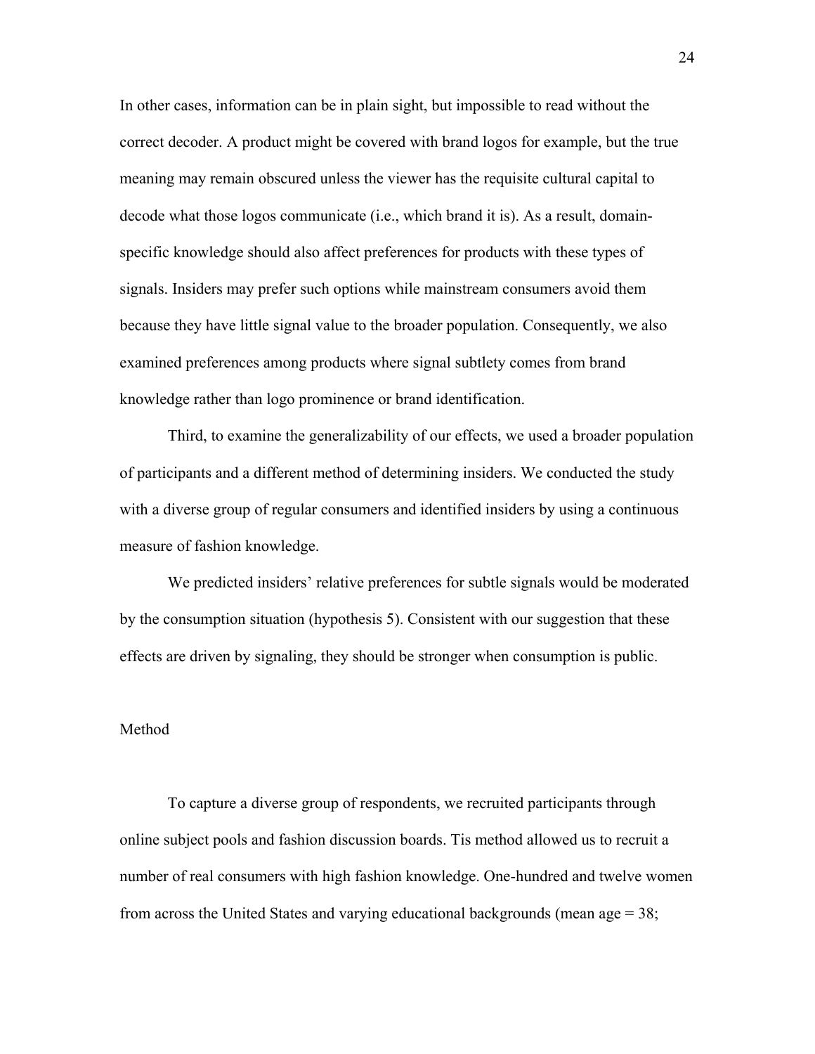In other cases, information can be in plain sight, but impossible to read without the correct decoder. A product might be covered with brand logos for example, but the true meaning may remain obscured unless the viewer has the requisite cultural capital to decode what those logos communicate (i.e., which brand it is). As a result, domain-specific knowledge should also affect preferences for products with these types of signals. Insiders may prefer such options while mainstream consumers avoid them because they have little signal value to the broader population. Consequently, we also examined preferences among products where signal subtlety comes from brand knowledge rather than logo prominence or brand identification.

Third, to examine the generalizability of our effects, we used a broader population of participants and a different method of determining insiders. We conducted the study with a diverse group of regular consumers and identified insiders by using a continuous measure of fashion knowledge.

We predicted insiders' relative preferences for subtle signals would be moderated by the consumption situation (hypothesis 5). Consistent with our suggestion that these effects are driven by signaling, they should be stronger when consumption is public.

## Method

To capture a diverse group of respondents, we recruited participants through online subject pools and fashion discussion boards. Tis method allowed us to recruit a number of real consumers with high fashion knowledge. One-hundred and twelve women from across the United States and varying educational backgrounds (mean age = 38;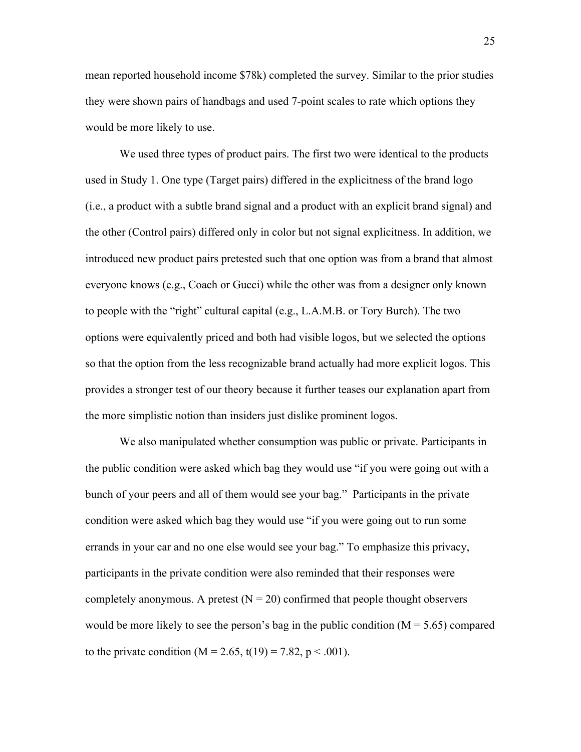mean reported household income $78k) completed the survey. Similar to the prior studies they were shown pairs of handbags and used 7-point scales to rate which options they would be more likely to use.

We used three types of product pairs. The first two were identical to the products used in Study 1. One type (Target pairs) differed in the explicitness of the brand logo (i.e., a product with a subtle brand signal and a product with an explicit brand signal) and the other (Control pairs) differed only in color but not signal explicitness. In addition, we introduced new product pairs pretested such that one option was from a brand that almost everyone knows (e.g., Coach or Gucci) while the other was from a designer only known to people with the "right" cultural capital (e.g., L.A.M.B. or Tory Burch). The two options were equivalently priced and both had visible logos, but we selected the options so that the option from the less recognizable brand actually had more explicit logos. This provides a stronger test of our theory because it further teases our explanation apart from the more simplistic notion than insiders just dislike prominent logos.

We also manipulated whether consumption was public or private. Participants in the public condition were asked which bag they would use "if you were going out with a bunch of your peers and all of them would see your bag." Participants in the private condition were asked which bag they would use "if you were going out to run some errands in your car and no one else would see your bag." To emphasize this privacy, participants in the private condition were also reminded that their responses were completely anonymous. A pretest ($N = 20$) confirmed that people thought observers would be more likely to see the person's bag in the public condition ($M = 5.65$) compared to the private condition ($M = 2.65$, $t(19) = 7.82$, $p < .001$).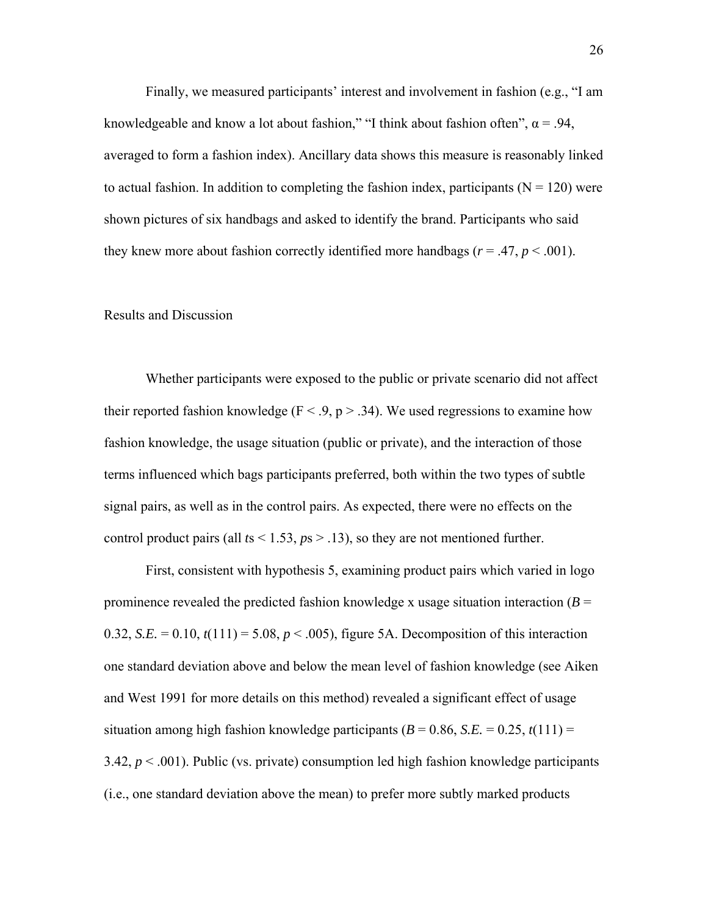Finally, we measured participants' interest and involvement in fashion (e.g., "I am knowledgeable and know a lot about fashion," "I think about fashion often", $\alpha = .94$, averaged to form a fashion index). Ancillary data shows this measure is reasonably linked to actual fashion. In addition to completing the fashion index, participants ($N = 120$) were shown pictures of six handbags and asked to identify the brand. Participants who said they knew more about fashion correctly identified more handbags ($r = .47$, $p < .001$).

## Results and Discussion

Whether participants were exposed to the public or private scenario did not affect their reported fashion knowledge ($F < .9$, $p > .34$). We used regressions to examine how fashion knowledge, the usage situation (public or private), and the interaction of those terms influenced which bags participants preferred, both within the two types of subtle signal pairs, as well as in the control pairs. As expected, there were no effects on the control product pairs (all $t$s $< 1.53$, $p$s $> .13$), so they are not mentioned further.

First, consistent with hypothesis 5, examining product pairs which varied in logo prominence revealed the predicted fashion knowledge x usage situation interaction ($B = 0.32$, $S.E. = 0.10$, $t(111) = 5.08$, $p < .005$), figure 5A. Decomposition of this interaction one standard deviation above and below the mean level of fashion knowledge (see Aiken and West 1991 for more details on this method) revealed a significant effect of usage situation among high fashion knowledge participants ($B = 0.86$, $S.E. = 0.25$, $t(111) = 3.42$, $p < .001$). Public (vs. private) consumption led high fashion knowledge participants (i.e., one standard deviation above the mean) to prefer more subtly marked products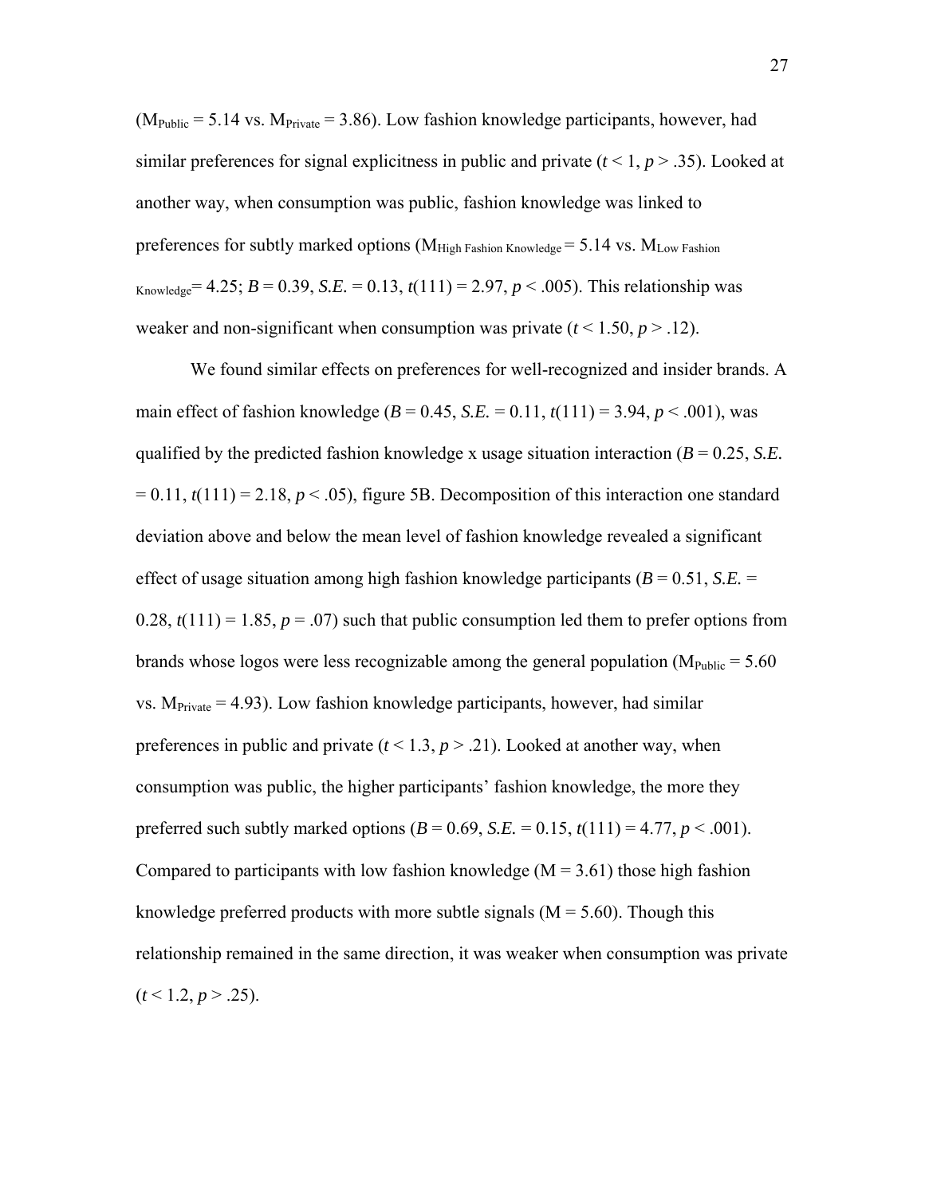($M_{Public}$ = 5.14 vs. $M_{Private}$ = 3.86). Low fashion knowledge participants, however, had similar preferences for signal explicitness in public and private ($t < 1$, $p > .35$). Looked at another way, when consumption was public, fashion knowledge was linked to preferences for subtly marked options ($M_{High\ Fashion\ Knowledge}$ = 5.14 vs. $M_{Low\ Fashion\ Knowledge}$= 4.25; $B$ = 0.39, *S.E.* = 0.13, $t(111)$ = 2.97, $p < .005$). This relationship was weaker and non-significant when consumption was private ($t < 1.50$, $p > .12$).

We found similar effects on preferences for well-recognized and insider brands. A main effect of fashion knowledge ($B$ = 0.45, *S.E.* = 0.11, $t(111)$ = 3.94, $p < .001$), was qualified by the predicted fashion knowledge x usage situation interaction ($B$ = 0.25, *S.E.* = 0.11, $t(111)$ = 2.18, $p < .05$), figure 5B. Decomposition of this interaction one standard deviation above and below the mean level of fashion knowledge revealed a significant effect of usage situation among high fashion knowledge participants ($B$ = 0.51, *S.E.* = 0.28, $t(111)$ = 1.85, $p$ = .07) such that public consumption led them to prefer options from brands whose logos were less recognizable among the general population ($M_{Public}$ = 5.60 vs. $M_{Private}$ = 4.93). Low fashion knowledge participants, however, had similar preferences in public and private ($t < 1.3$, $p > .21$). Looked at another way, when consumption was public, the higher participants' fashion knowledge, the more they preferred such subtly marked options ($B$ = 0.69, *S.E.* = 0.15, $t(111)$ = 4.77, $p < .001$). Compared to participants with low fashion knowledge (M = 3.61) those high fashion knowledge preferred products with more subtle signals (M = 5.60). Though this relationship remained in the same direction, it was weaker when consumption was private ($t < 1.2$, $p > .25$).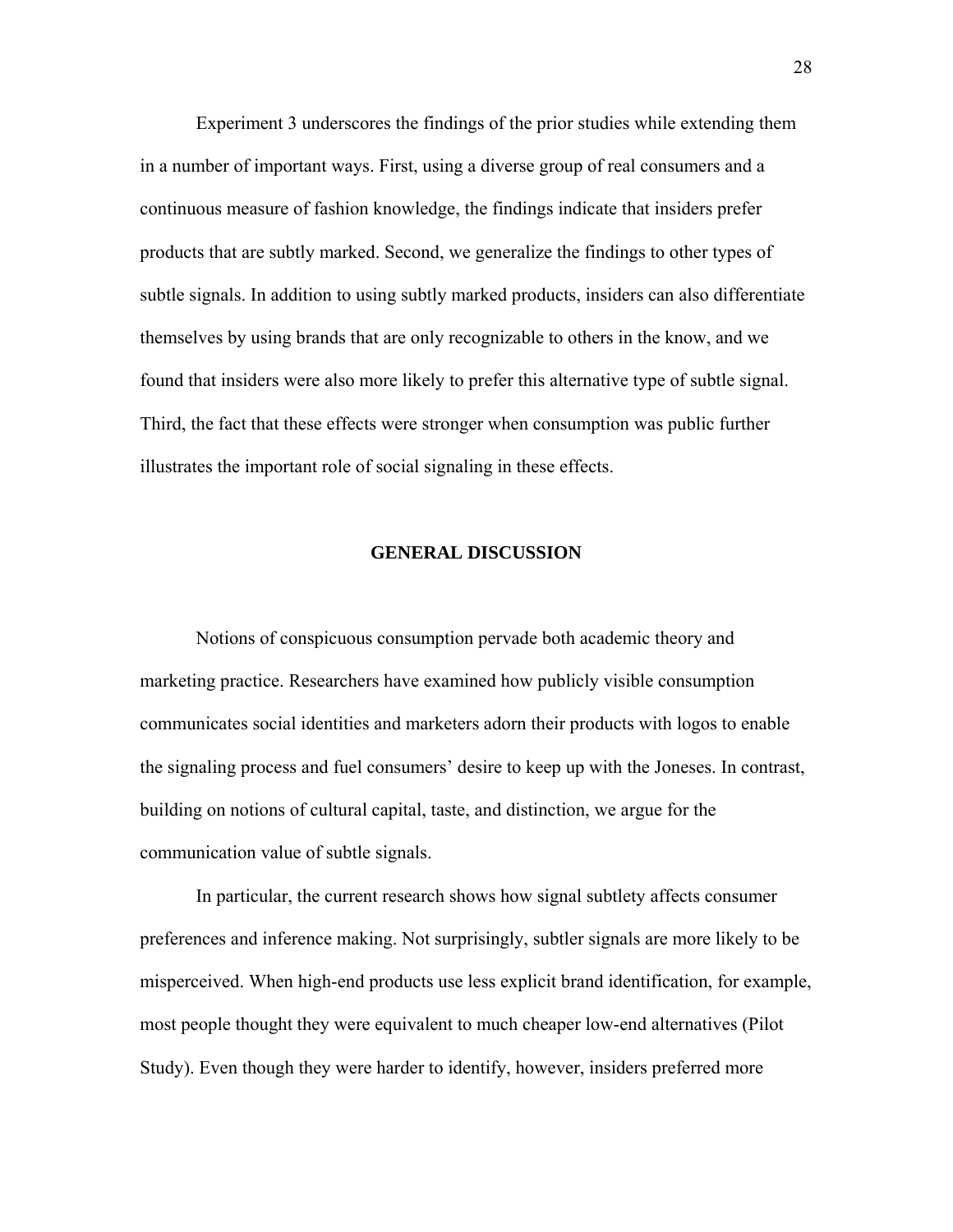Experiment 3 underscores the findings of the prior studies while extending them in a number of important ways. First, using a diverse group of real consumers and a continuous measure of fashion knowledge, the findings indicate that insiders prefer products that are subtly marked. Second, we generalize the findings to other types of subtle signals. In addition to using subtly marked products, insiders can also differentiate themselves by using brands that are only recognizable to others in the know, and we found that insiders were also more likely to prefer this alternative type of subtle signal. Third, the fact that these effects were stronger when consumption was public further illustrates the important role of social signaling in these effects.

## GENERAL DISCUSSION

Notions of conspicuous consumption pervade both academic theory and marketing practice. Researchers have examined how publicly visible consumption communicates social identities and marketers adorn their products with logos to enable the signaling process and fuel consumers' desire to keep up with the Joneses. In contrast, building on notions of cultural capital, taste, and distinction, we argue for the communication value of subtle signals.

In particular, the current research shows how signal subtlety affects consumer preferences and inference making. Not surprisingly, subtler signals are more likely to be misperceived. When high-end products use less explicit brand identification, for example, most people thought they were equivalent to much cheaper low-end alternatives (Pilot Study). Even though they were harder to identify, however, insiders preferred more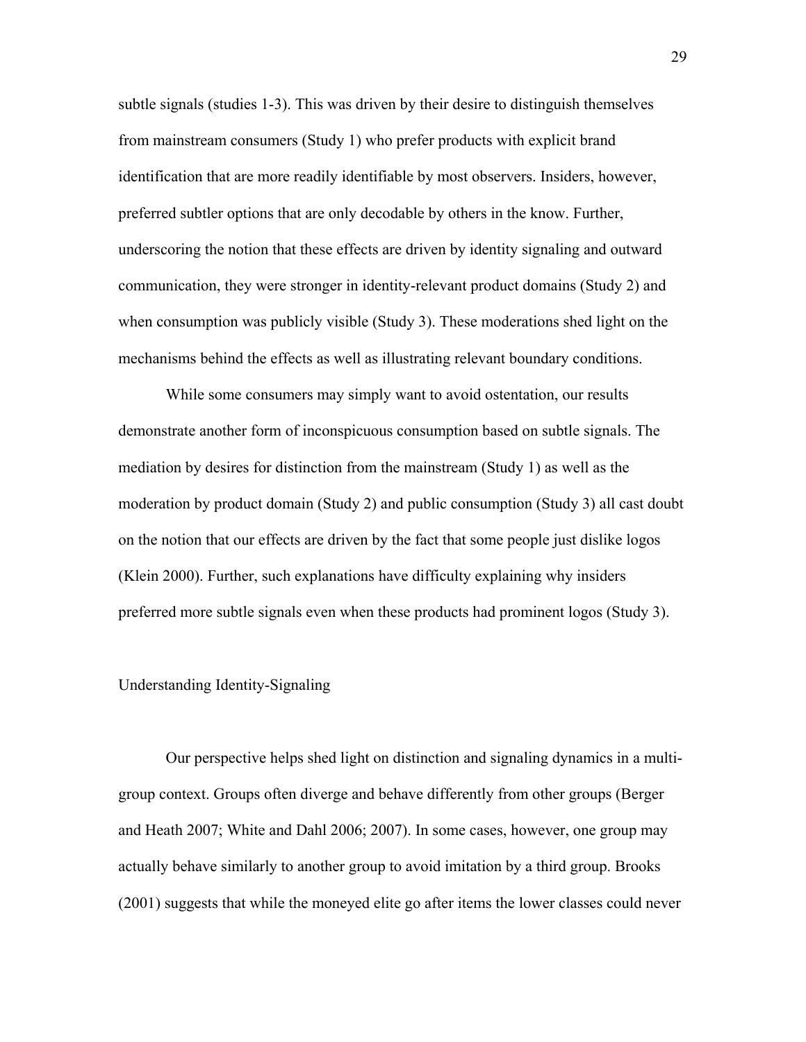subtle signals (studies 1-3). This was driven by their desire to distinguish themselves from mainstream consumers (Study 1) who prefer products with explicit brand identification that are more readily identifiable by most observers. Insiders, however, preferred subtler options that are only decodable by others in the know. Further, underscoring the notion that these effects are driven by identity signaling and outward communication, they were stronger in identity-relevant product domains (Study 2) and when consumption was publicly visible (Study 3). These moderations shed light on the mechanisms behind the effects as well as illustrating relevant boundary conditions.

While some consumers may simply want to avoid ostentation, our results demonstrate another form of inconspicuous consumption based on subtle signals. The mediation by desires for distinction from the mainstream (Study 1) as well as the moderation by product domain (Study 2) and public consumption (Study 3) all cast doubt on the notion that our effects are driven by the fact that some people just dislike logos (Klein 2000). Further, such explanations have difficulty explaining why insiders preferred more subtle signals even when these products had prominent logos (Study 3).

## Understanding Identity-Signaling

Our perspective helps shed light on distinction and signaling dynamics in a multi-group context. Groups often diverge and behave differently from other groups (Berger and Heath 2007; White and Dahl 2006; 2007). In some cases, however, one group may actually behave similarly to another group to avoid imitation by a third group. Brooks (2001) suggests that while the moneyed elite go after items the lower classes could never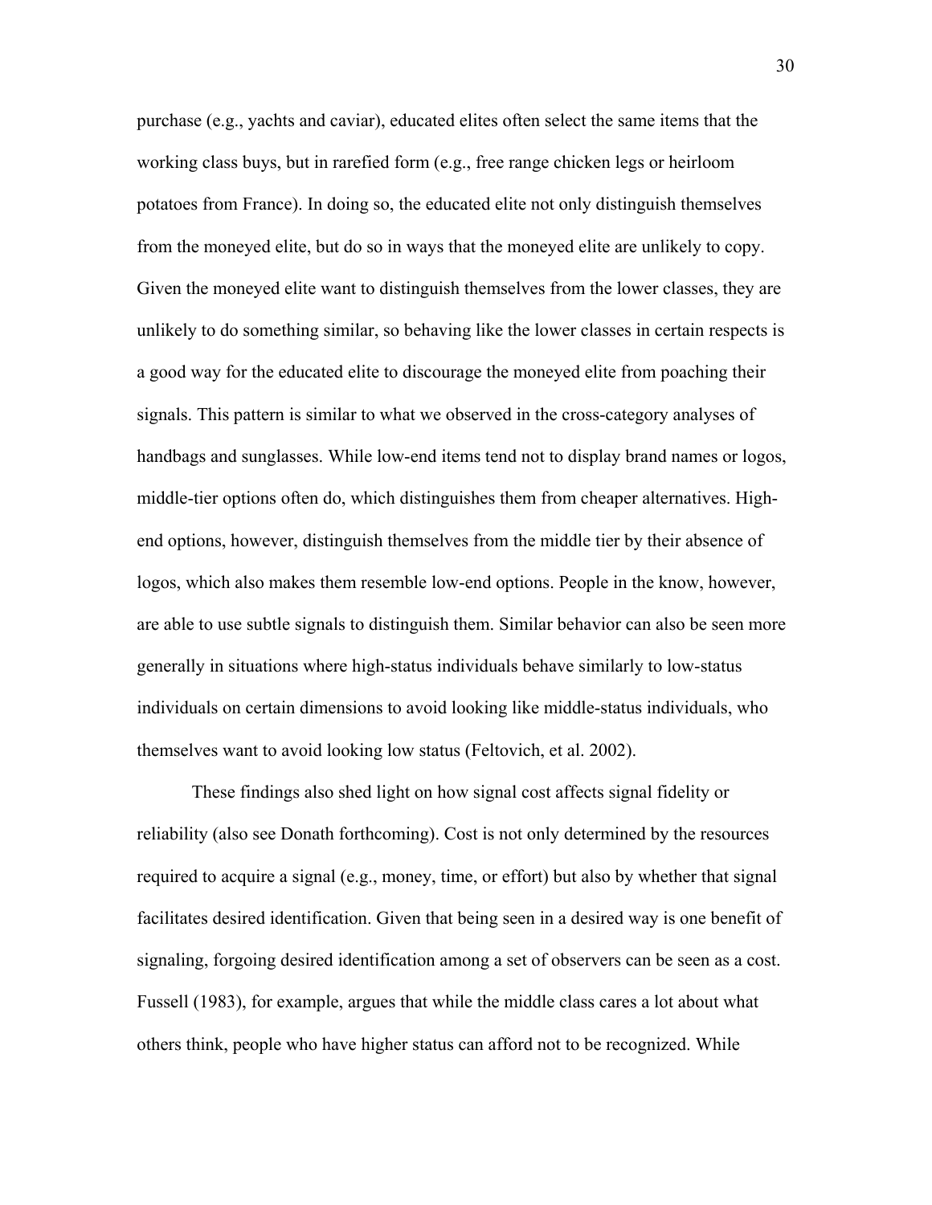purchase (e.g., yachts and caviar), educated elites often select the same items that the working class buys, but in rarefied form (e.g., free range chicken legs or heirloom potatoes from France). In doing so, the educated elite not only distinguish themselves from the moneyed elite, but do so in ways that the moneyed elite are unlikely to copy. Given the moneyed elite want to distinguish themselves from the lower classes, they are unlikely to do something similar, so behaving like the lower classes in certain respects is a good way for the educated elite to discourage the moneyed elite from poaching their signals. This pattern is similar to what we observed in the cross-category analyses of handbags and sunglasses. While low-end items tend not to display brand names or logos, middle-tier options often do, which distinguishes them from cheaper alternatives. High-end options, however, distinguish themselves from the middle tier by their absence of logos, which also makes them resemble low-end options. People in the know, however, are able to use subtle signals to distinguish them. Similar behavior can also be seen more generally in situations where high-status individuals behave similarly to low-status individuals on certain dimensions to avoid looking like middle-status individuals, who themselves want to avoid looking low status (Feltovich, et al. 2002).

These findings also shed light on how signal cost affects signal fidelity or reliability (also see Donath forthcoming). Cost is not only determined by the resources required to acquire a signal (e.g., money, time, or effort) but also by whether that signal facilitates desired identification. Given that being seen in a desired way is one benefit of signaling, forgoing desired identification among a set of observers can be seen as a cost. Fussell (1983), for example, argues that while the middle class cares a lot about what others think, people who have higher status can afford not to be recognized. While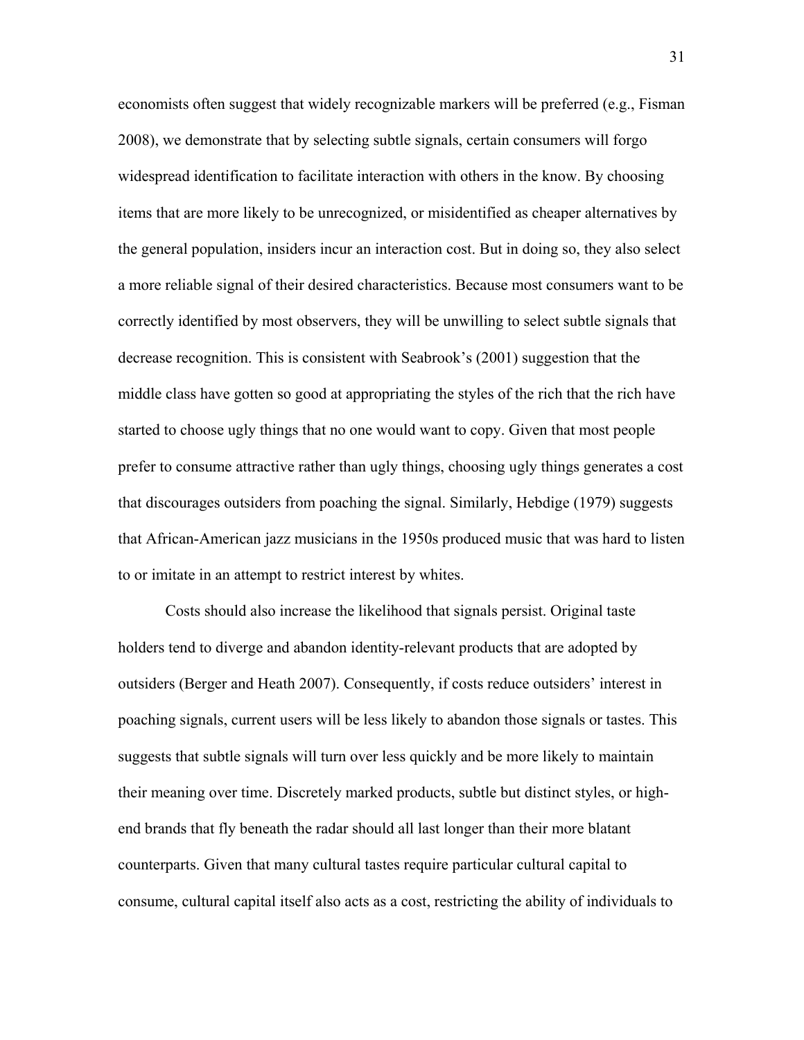economists often suggest that widely recognizable markers will be preferred (e.g., Fisman 2008), we demonstrate that by selecting subtle signals, certain consumers will forgo widespread identification to facilitate interaction with others in the know. By choosing items that are more likely to be unrecognized, or misidentified as cheaper alternatives by the general population, insiders incur an interaction cost. But in doing so, they also select a more reliable signal of their desired characteristics. Because most consumers want to be correctly identified by most observers, they will be unwilling to select subtle signals that decrease recognition. This is consistent with Seabrook's (2001) suggestion that the middle class have gotten so good at appropriating the styles of the rich that the rich have started to choose ugly things that no one would want to copy. Given that most people prefer to consume attractive rather than ugly things, choosing ugly things generates a cost that discourages outsiders from poaching the signal. Similarly, Hebdige (1979) suggests that African-American jazz musicians in the 1950s produced music that was hard to listen to or imitate in an attempt to restrict interest by whites.

Costs should also increase the likelihood that signals persist. Original taste holders tend to diverge and abandon identity-relevant products that are adopted by outsiders (Berger and Heath 2007). Consequently, if costs reduce outsiders' interest in poaching signals, current users will be less likely to abandon those signals or tastes. This suggests that subtle signals will turn over less quickly and be more likely to maintain their meaning over time. Discretely marked products, subtle but distinct styles, or high-end brands that fly beneath the radar should all last longer than their more blatant counterparts. Given that many cultural tastes require particular cultural capital to consume, cultural capital itself also acts as a cost, restricting the ability of individuals to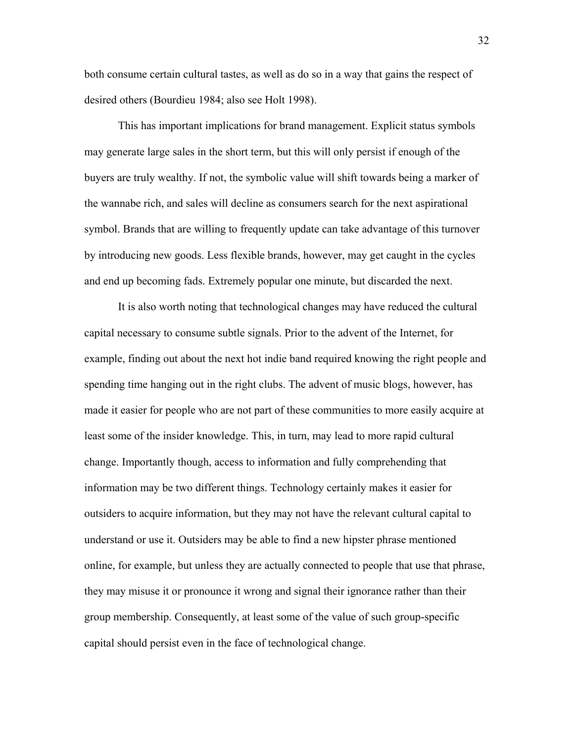both consume certain cultural tastes, as well as do so in a way that gains the respect of desired others (Bourdieu 1984; also see Holt 1998).

This has important implications for brand management. Explicit status symbols may generate large sales in the short term, but this will only persist if enough of the buyers are truly wealthy. If not, the symbolic value will shift towards being a marker of the wannabe rich, and sales will decline as consumers search for the next aspirational symbol. Brands that are willing to frequently update can take advantage of this turnover by introducing new goods. Less flexible brands, however, may get caught in the cycles and end up becoming fads. Extremely popular one minute, but discarded the next.

It is also worth noting that technological changes may have reduced the cultural capital necessary to consume subtle signals. Prior to the advent of the Internet, for example, finding out about the next hot indie band required knowing the right people and spending time hanging out in the right clubs. The advent of music blogs, however, has made it easier for people who are not part of these communities to more easily acquire at least some of the insider knowledge. This, in turn, may lead to more rapid cultural change. Importantly though, access to information and fully comprehending that information may be two different things. Technology certainly makes it easier for outsiders to acquire information, but they may not have the relevant cultural capital to understand or use it. Outsiders may be able to find a new hipster phrase mentioned online, for example, but unless they are actually connected to people that use that phrase, they may misuse it or pronounce it wrong and signal their ignorance rather than their group membership. Consequently, at least some of the value of such group-specific capital should persist even in the face of technological change.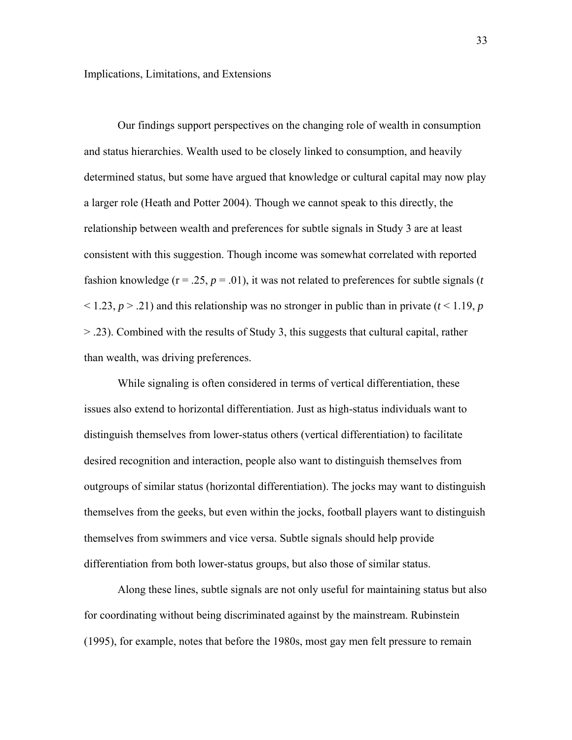## Implications, Limitations, and Extensions

Our findings support perspectives on the changing role of wealth in consumption and status hierarchies. Wealth used to be closely linked to consumption, and heavily determined status, but some have argued that knowledge or cultural capital may now play a larger role (Heath and Potter 2004). Though we cannot speak to this directly, the relationship between wealth and preferences for subtle signals in Study 3 are at least consistent with this suggestion. Though income was somewhat correlated with reported fashion knowledge ($r = .25$, $p = .01$), it was not related to preferences for subtle signals ($t < 1.23$, $p > .21$) and this relationship was no stronger in public than in private ($t < 1.19$, $p > .23$). Combined with the results of Study 3, this suggests that cultural capital, rather than wealth, was driving preferences.

While signaling is often considered in terms of vertical differentiation, these issues also extend to horizontal differentiation. Just as high-status individuals want to distinguish themselves from lower-status others (vertical differentiation) to facilitate desired recognition and interaction, people also want to distinguish themselves from outgroups of similar status (horizontal differentiation). The jocks may want to distinguish themselves from the geeks, but even within the jocks, football players want to distinguish themselves from swimmers and vice versa. Subtle signals should help provide differentiation from both lower-status groups, but also those of similar status.

Along these lines, subtle signals are not only useful for maintaining status but also for coordinating without being discriminated against by the mainstream. Rubinstein (1995), for example, notes that before the 1980s, most gay men felt pressure to remain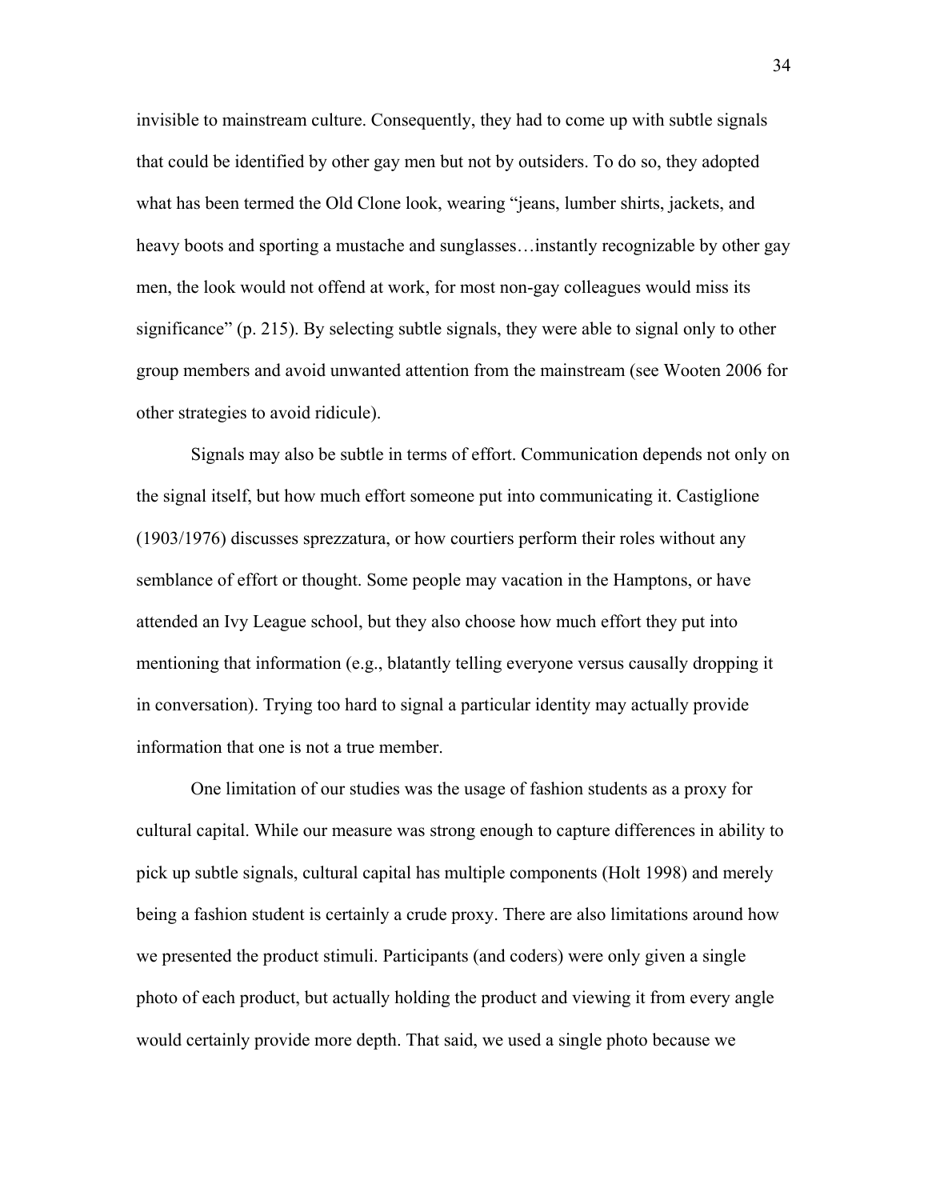invisible to mainstream culture. Consequently, they had to come up with subtle signals that could be identified by other gay men but not by outsiders. To do so, they adopted what has been termed the Old Clone look, wearing "jeans, lumber shirts, jackets, and heavy boots and sporting a mustache and sunglasses…instantly recognizable by other gay men, the look would not offend at work, for most non-gay colleagues would miss its significance" (p. 215). By selecting subtle signals, they were able to signal only to other group members and avoid unwanted attention from the mainstream (see Wooten 2006 for other strategies to avoid ridicule).

Signals may also be subtle in terms of effort. Communication depends not only on the signal itself, but how much effort someone put into communicating it. Castiglione (1903/1976) discusses sprezzatura, or how courtiers perform their roles without any semblance of effort or thought. Some people may vacation in the Hamptons, or have attended an Ivy League school, but they also choose how much effort they put into mentioning that information (e.g., blatantly telling everyone versus causally dropping it in conversation). Trying too hard to signal a particular identity may actually provide information that one is not a true member.

One limitation of our studies was the usage of fashion students as a proxy for cultural capital. While our measure was strong enough to capture differences in ability to pick up subtle signals, cultural capital has multiple components (Holt 1998) and merely being a fashion student is certainly a crude proxy. There are also limitations around how we presented the product stimuli. Participants (and coders) were only given a single photo of each product, but actually holding the product and viewing it from every angle would certainly provide more depth. That said, we used a single photo because we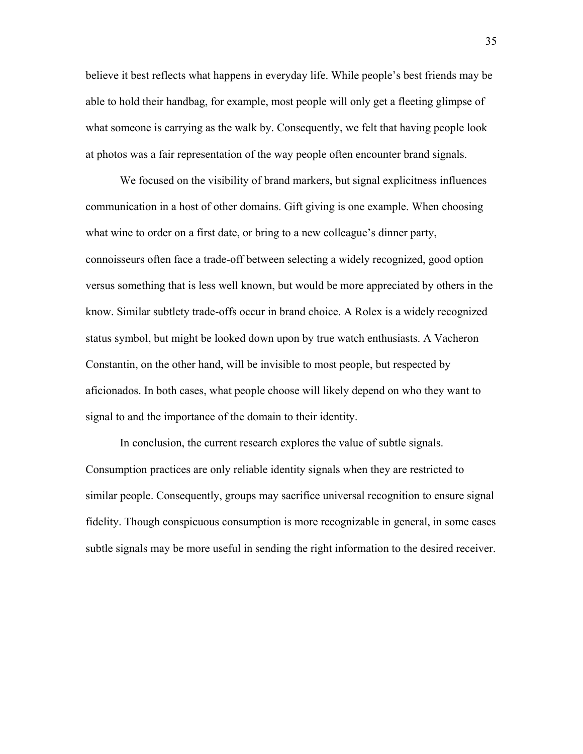believe it best reflects what happens in everyday life. While people's best friends may be able to hold their handbag, for example, most people will only get a fleeting glimpse of what someone is carrying as the walk by. Consequently, we felt that having people look at photos was a fair representation of the way people often encounter brand signals.

We focused on the visibility of brand markers, but signal explicitness influences communication in a host of other domains. Gift giving is one example. When choosing what wine to order on a first date, or bring to a new colleague's dinner party, connoisseurs often face a trade-off between selecting a widely recognized, good option versus something that is less well known, but would be more appreciated by others in the know. Similar subtlety trade-offs occur in brand choice. A Rolex is a widely recognized status symbol, but might be looked down upon by true watch enthusiasts. A Vacheron Constantin, on the other hand, will be invisible to most people, but respected by aficionados. In both cases, what people choose will likely depend on who they want to signal to and the importance of the domain to their identity.

In conclusion, the current research explores the value of subtle signals. Consumption practices are only reliable identity signals when they are restricted to similar people. Consequently, groups may sacrifice universal recognition to ensure signal fidelity. Though conspicuous consumption is more recognizable in general, in some cases subtle signals may be more useful in sending the right information to the desired receiver.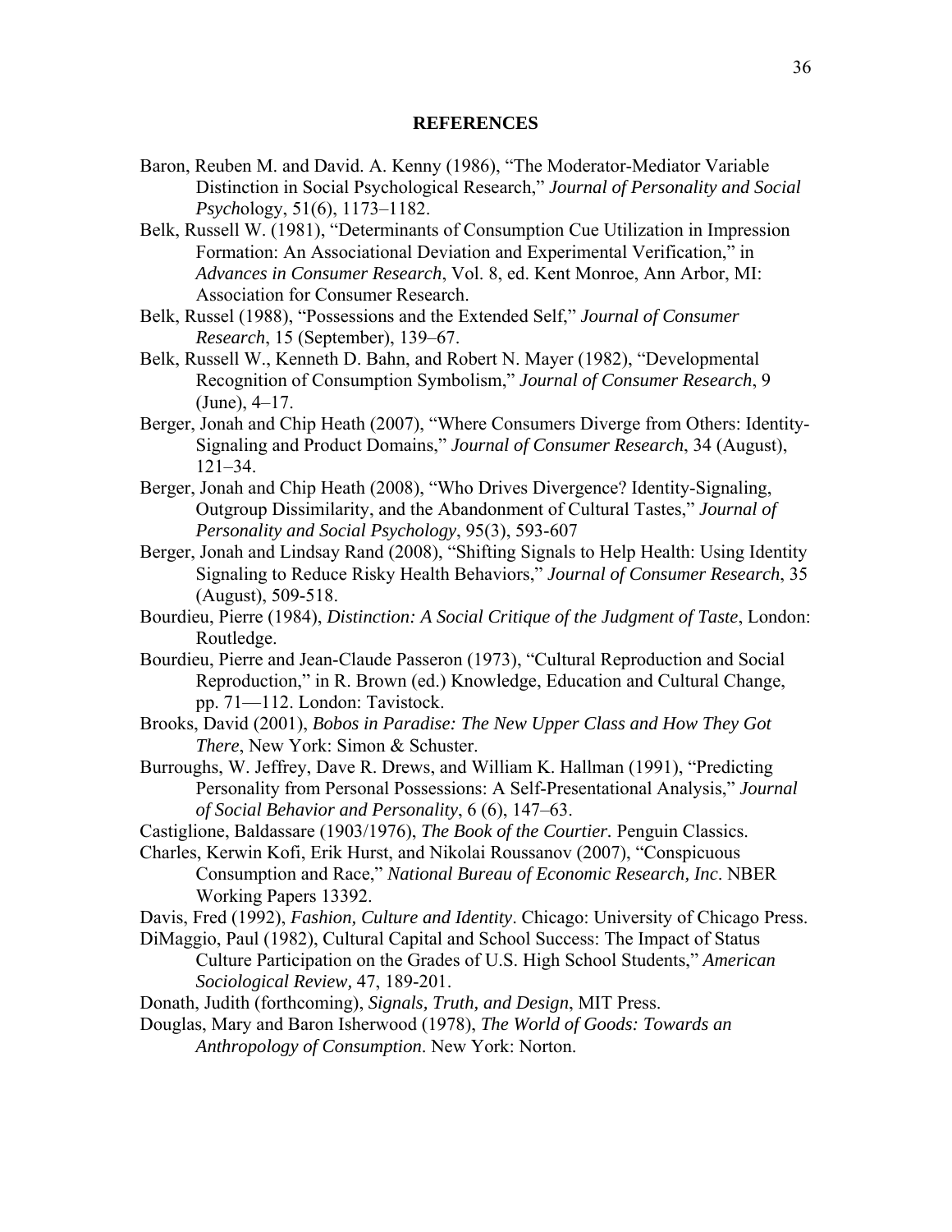## REFERENCES

Baron, Reuben M. and David. A. Kenny (1986), "The Moderator-Mediator Variable Distinction in Social Psychological Research," *Journal of Personality and Social Psych*ology, 51(6), 1173–1182.

Belk, Russell W. (1981), "Determinants of Consumption Cue Utilization in Impression Formation: An Associational Deviation and Experimental Verification," in *Advances in Consumer Research*, Vol. 8, ed. Kent Monroe, Ann Arbor, MI: Association for Consumer Research.

Belk, Russel (1988), "Possessions and the Extended Self," *Journal of Consumer Research*, 15 (September), 139–67.

Belk, Russell W., Kenneth D. Bahn, and Robert N. Mayer (1982), "Developmental Recognition of Consumption Symbolism," *Journal of Consumer Research*, 9 (June), 4–17.

Berger, Jonah and Chip Heath (2007), "Where Consumers Diverge from Others: Identity-Signaling and Product Domains," *Journal of Consumer Research*, 34 (August), 121–34.

Berger, Jonah and Chip Heath (2008), "Who Drives Divergence? Identity-Signaling, Outgroup Dissimilarity, and the Abandonment of Cultural Tastes," *Journal of Personality and Social Psychology*, 95(3), 593-607

Berger, Jonah and Lindsay Rand (2008), "Shifting Signals to Help Health: Using Identity Signaling to Reduce Risky Health Behaviors," *Journal of Consumer Research*, 35 (August), 509-518.

Bourdieu, Pierre (1984), *Distinction: A Social Critique of the Judgment of Taste*, London: Routledge.

Bourdieu, Pierre and Jean-Claude Passeron (1973), "Cultural Reproduction and Social Reproduction," in R. Brown (ed.) Knowledge, Education and Cultural Change, pp. 71—112. London: Tavistock.

Brooks, David (2001), *Bobos in Paradise: The New Upper Class and How They Got There*, New York: Simon & Schuster.

Burroughs, W. Jeffrey, Dave R. Drews, and William K. Hallman (1991), "Predicting Personality from Personal Possessions: A Self-Presentational Analysis," *Journal of Social Behavior and Personality*, 6 (6), 147–63.

Castiglione, Baldassare (1903/1976), *The Book of the Courtier.* Penguin Classics.

Charles, Kerwin Kofi, Erik Hurst, and Nikolai Roussanov (2007), "Conspicuous Consumption and Race," *National Bureau of Economic Research, Inc*. NBER Working Papers 13392.

Davis, Fred (1992), *Fashion, Culture and Identity*. Chicago: University of Chicago Press.

DiMaggio, Paul (1982), Cultural Capital and School Success: The Impact of Status Culture Participation on the Grades of U.S. High School Students," *American Sociological Review,* 47, 189-201.

Donath, Judith (forthcoming), *Signals, Truth, and Design*, MIT Press.

Douglas, Mary and Baron Isherwood (1978), *The World of Goods: Towards an Anthropology of Consumption*. New York: Norton.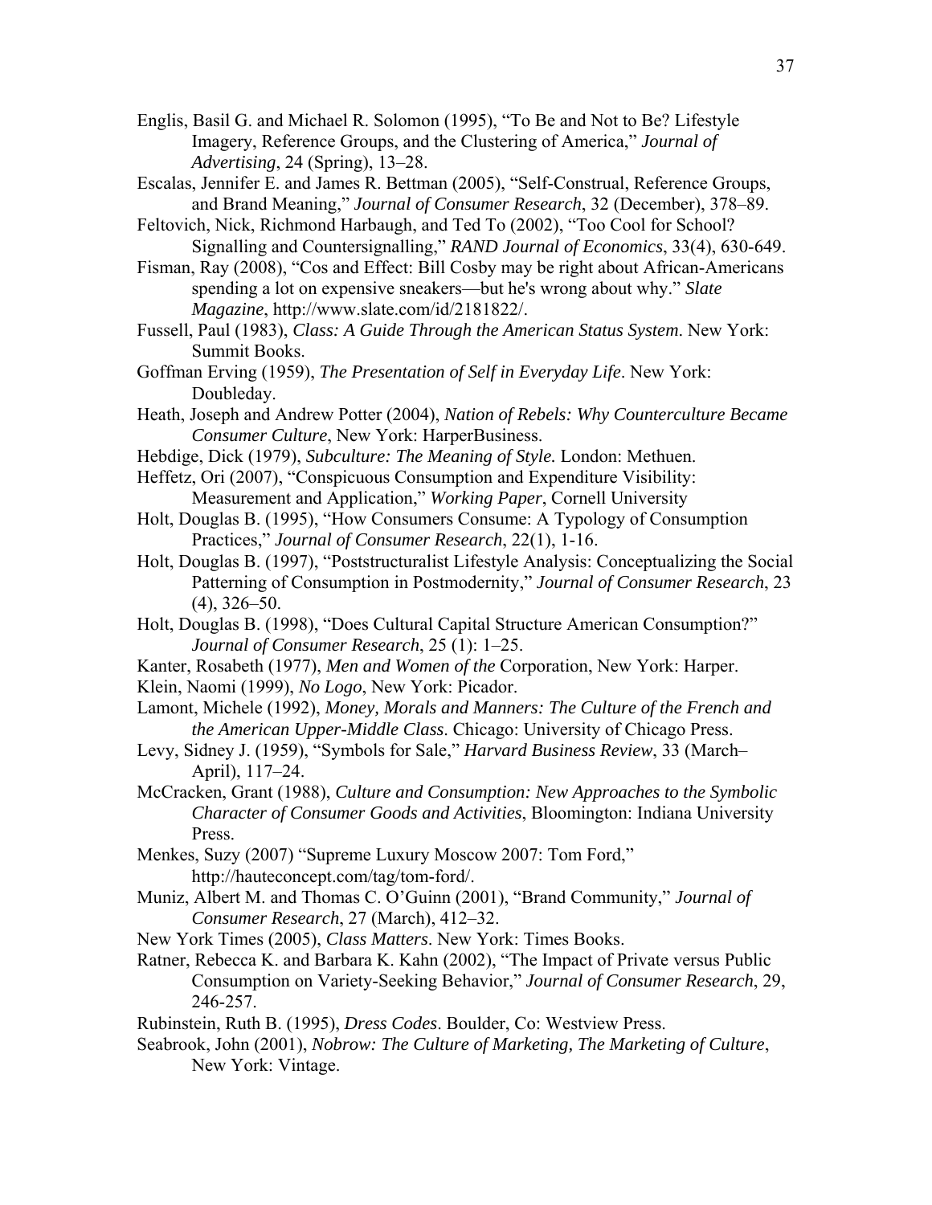Englis, Basil G. and Michael R. Solomon (1995), "To Be and Not to Be? Lifestyle Imagery, Reference Groups, and the Clustering of America," *Journal of Advertising*, 24 (Spring), 13–28.

Escalas, Jennifer E. and James R. Bettman (2005), "Self-Construal, Reference Groups, and Brand Meaning," *Journal of Consumer Research*, 32 (December), 378–89.

Feltovich, Nick, Richmond Harbaugh, and Ted To (2002), "Too Cool for School? Signalling and Countersignalling," *RAND Journal of Economics*, 33(4), 630-649.

Fisman, Ray (2008), "Cos and Effect: Bill Cosby may be right about African-Americans spending a lot on expensive sneakers—but he's wrong about why." *Slate Magazine*, http://www.slate.com/id/2181822/.

Fussell, Paul (1983), *Class: A Guide Through the American Status System*. New York: Summit Books.

Goffman Erving (1959), *The Presentation of Self in Everyday Life*. New York: Doubleday.

Heath, Joseph and Andrew Potter (2004), *Nation of Rebels: Why Counterculture Became Consumer Culture*, New York: HarperBusiness.

Hebdige, Dick (1979), *Subculture: The Meaning of Style.* London: Methuen.

Heffetz, Ori (2007), "Conspicuous Consumption and Expenditure Visibility: Measurement and Application," *Working Paper*, Cornell University

Holt, Douglas B. (1995), "How Consumers Consume: A Typology of Consumption Practices," *Journal of Consumer Research*, 22(1), 1-16.

Holt, Douglas B. (1997), "Poststructuralist Lifestyle Analysis: Conceptualizing the Social Patterning of Consumption in Postmodernity," *Journal of Consumer Research*, 23 (4), 326–50.

Holt, Douglas B. (1998), "Does Cultural Capital Structure American Consumption?" *Journal of Consumer Research*, 25 (1): 1–25.

Kanter, Rosabeth (1977), *Men and Women of the* Corporation, New York: Harper.

Klein, Naomi (1999), *No Logo*, New York: Picador.

Lamont, Michele (1992), *Money, Morals and Manners: The Culture of the French and the American Upper-Middle Class*. Chicago: University of Chicago Press.

Levy, Sidney J. (1959), "Symbols for Sale," *Harvard Business Review*, 33 (March–April), 117–24.

McCracken, Grant (1988), *Culture and Consumption: New Approaches to the Symbolic Character of Consumer Goods and Activities*, Bloomington: Indiana University Press.

Menkes, Suzy (2007) "Supreme Luxury Moscow 2007: Tom Ford," http://hauteconcept.com/tag/tom-ford/.

Muniz, Albert M. and Thomas C. O'Guinn (2001), "Brand Community," *Journal of Consumer Research*, 27 (March), 412–32.

New York Times (2005), *Class Matters*. New York: Times Books.

Ratner, Rebecca K. and Barbara K. Kahn (2002), "The Impact of Private versus Public Consumption on Variety-Seeking Behavior," *Journal of Consumer Research*, 29, 246-257.

Rubinstein, Ruth B. (1995), *Dress Codes*. Boulder, Co: Westview Press.

Seabrook, John (2001), *Nobrow: The Culture of Marketing, The Marketing of Culture*, New York: Vintage.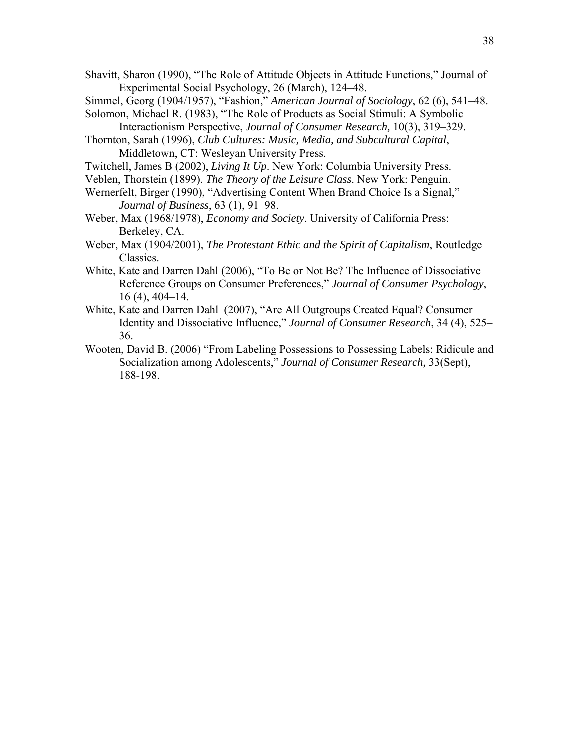Shavitt, Sharon (1990), "The Role of Attitude Objects in Attitude Functions," Journal of Experimental Social Psychology, 26 (March), 124–48.

Simmel, Georg (1904/1957), "Fashion," *American Journal of Sociology*, 62 (6), 541–48.

Solomon, Michael R. (1983), "The Role of Products as Social Stimuli: A Symbolic Interactionism Perspective, *Journal of Consumer Research,* 10(3), 319–329.

Thornton, Sarah (1996), *Club Cultures: Music, Media, and Subcultural Capital*, Middletown, CT: Wesleyan University Press.

Twitchell, James B (2002), *Living It Up*. New York: Columbia University Press.

Veblen, Thorstein (1899). *The Theory of the Leisure Class*. New York: Penguin.

Wernerfelt, Birger (1990), "Advertising Content When Brand Choice Is a Signal," *Journal of Business*, 63 (1), 91–98.

Weber, Max (1968/1978), *Economy and Society*. University of California Press: Berkeley, CA.

Weber, Max (1904/2001), *The Protestant Ethic and the Spirit of Capitalism*, Routledge Classics.

White, Kate and Darren Dahl (2006), "To Be or Not Be? The Influence of Dissociative Reference Groups on Consumer Preferences," *Journal of Consumer Psychology*, 16 (4), 404–14.

White, Kate and Darren Dahl (2007), "Are All Outgroups Created Equal? Consumer Identity and Dissociative Influence," *Journal of Consumer Research*, 34 (4), 525–36.

Wooten, David B. (2006) "From Labeling Possessions to Possessing Labels: Ridicule and Socialization among Adolescents," *Journal of Consumer Research,* 33(Sept), 188-198.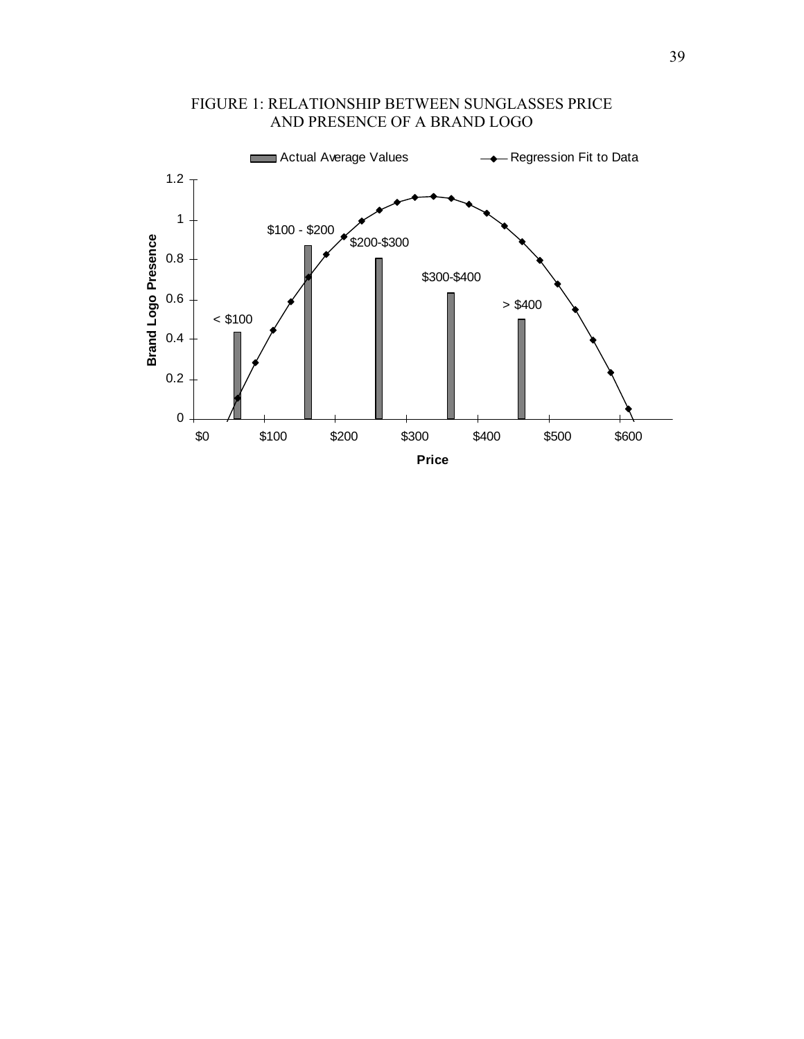FIGURE 1: RELATIONSHIP BETWEEN SUNGLASSES PRICE AND PRESENCE OF A BRAND LOGO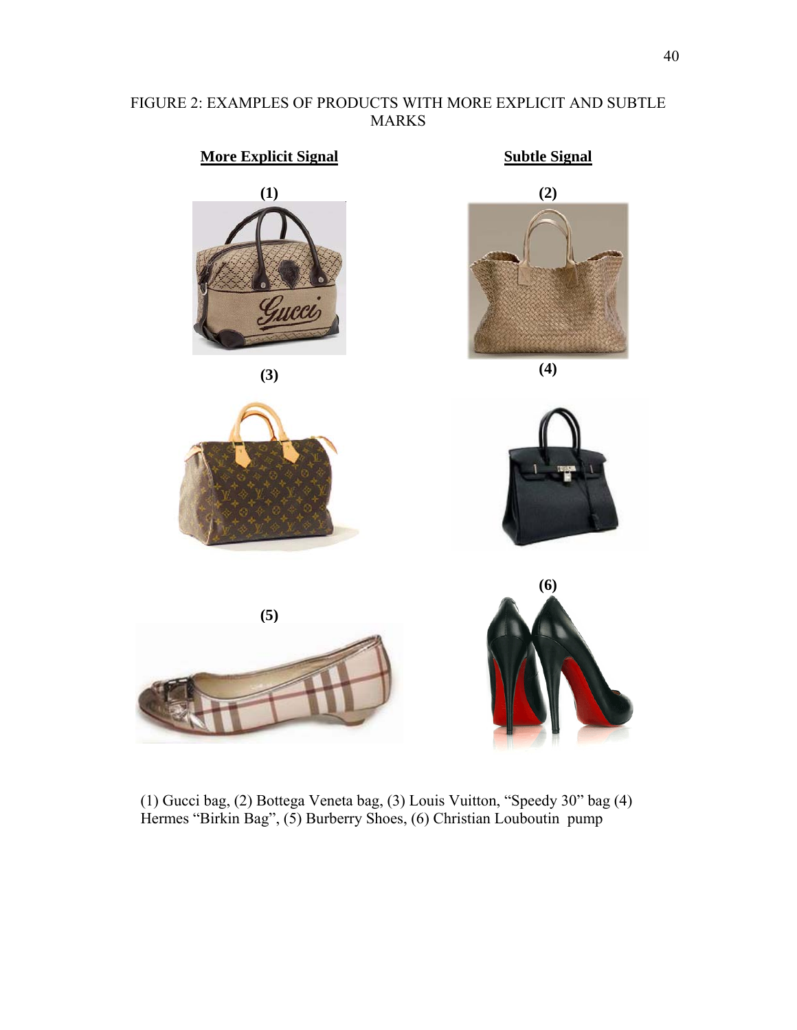FIGURE 2: EXAMPLES OF PRODUCTS WITH MORE EXPLICIT AND SUBTLE MARKS

**More Explicit Signal** | **Subtle Signal**

**(1)** **(2)**

**(3)** **(4)**

**(5)** **(6)**

(1) Gucci bag, (2) Bottega Veneta bag, (3) Louis Vuitton, "Speedy 30" bag (4) Hermes "Birkin Bag", (5) Burberry Shoes, (6) Christian Louboutin pump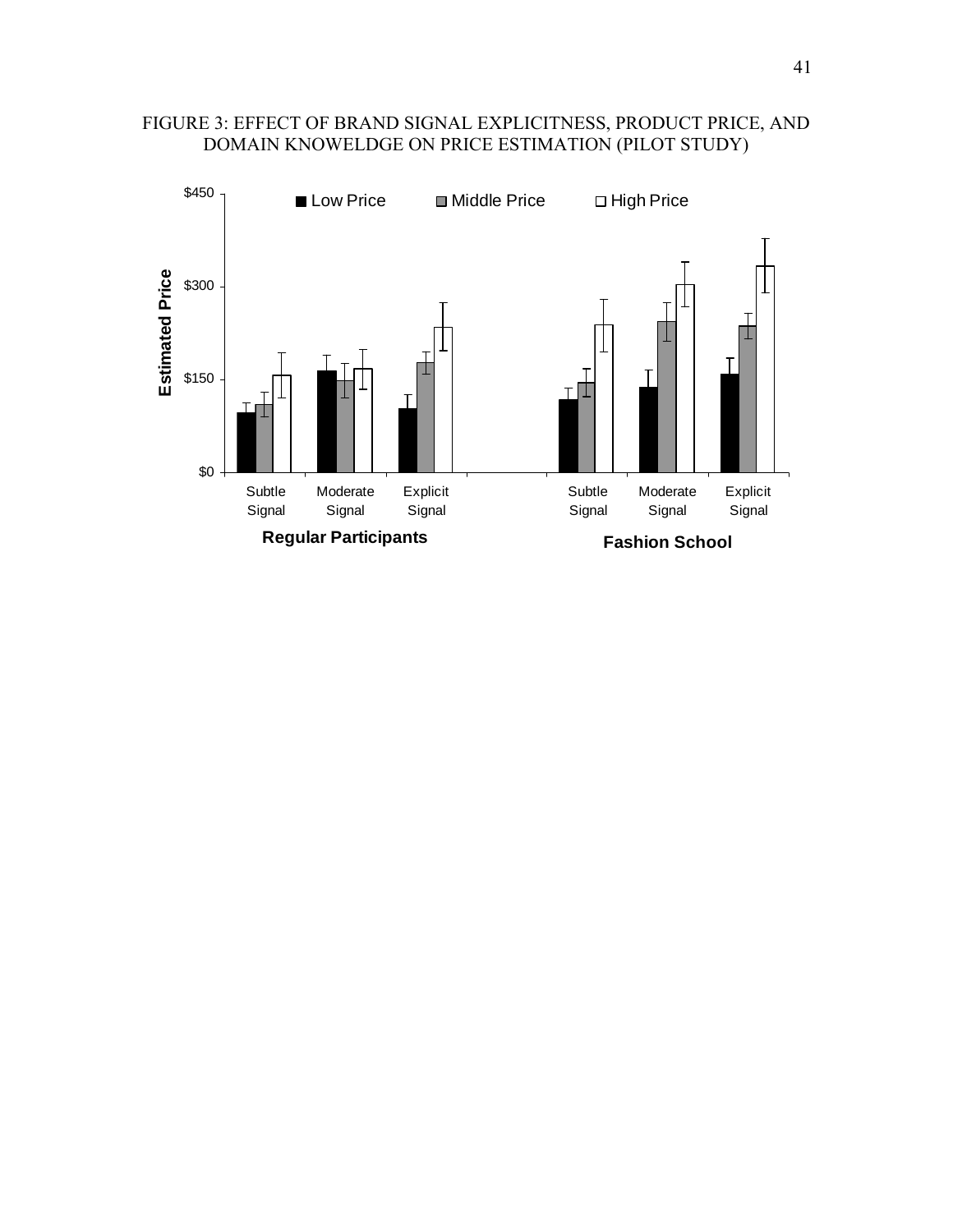FIGURE 3: EFFECT OF BRAND SIGNAL EXPLICITNESS, PRODUCT PRICE, AND DOMAIN KNOWELDGE ON PRICE ESTIMATION (PILOT STUDY)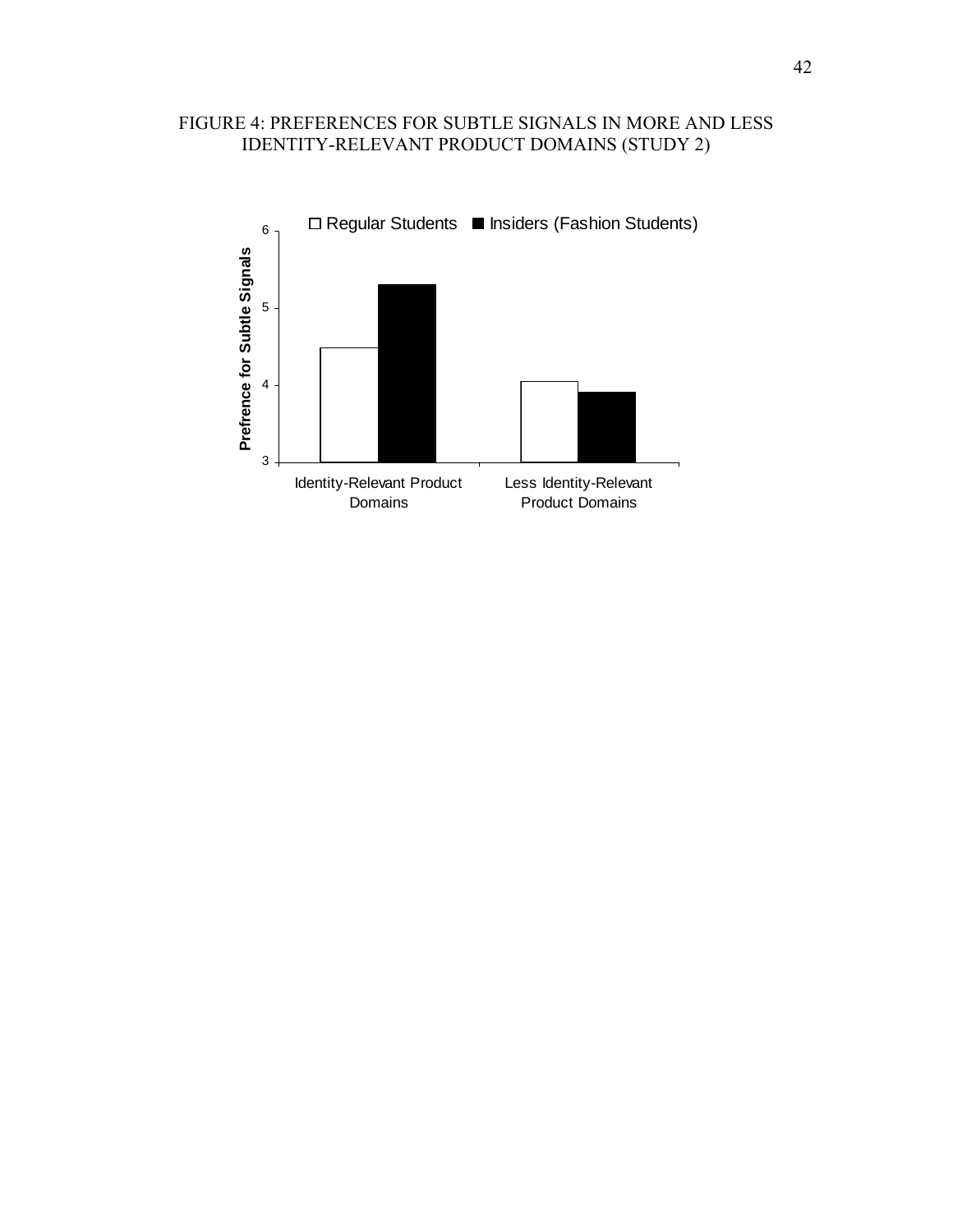FIGURE 4: PREFERENCES FOR SUBTLE SIGNALS IN MORE AND LESS IDENTITY-RELEVANT PRODUCT DOMAINS (STUDY 2)

☐ Regular Students ■ Insiders (Fashion Students)

Prefrence for Subtle Signals

6

5

4

3

Identity-Relevant Product Domains

Less Identity-Relevant Product Domains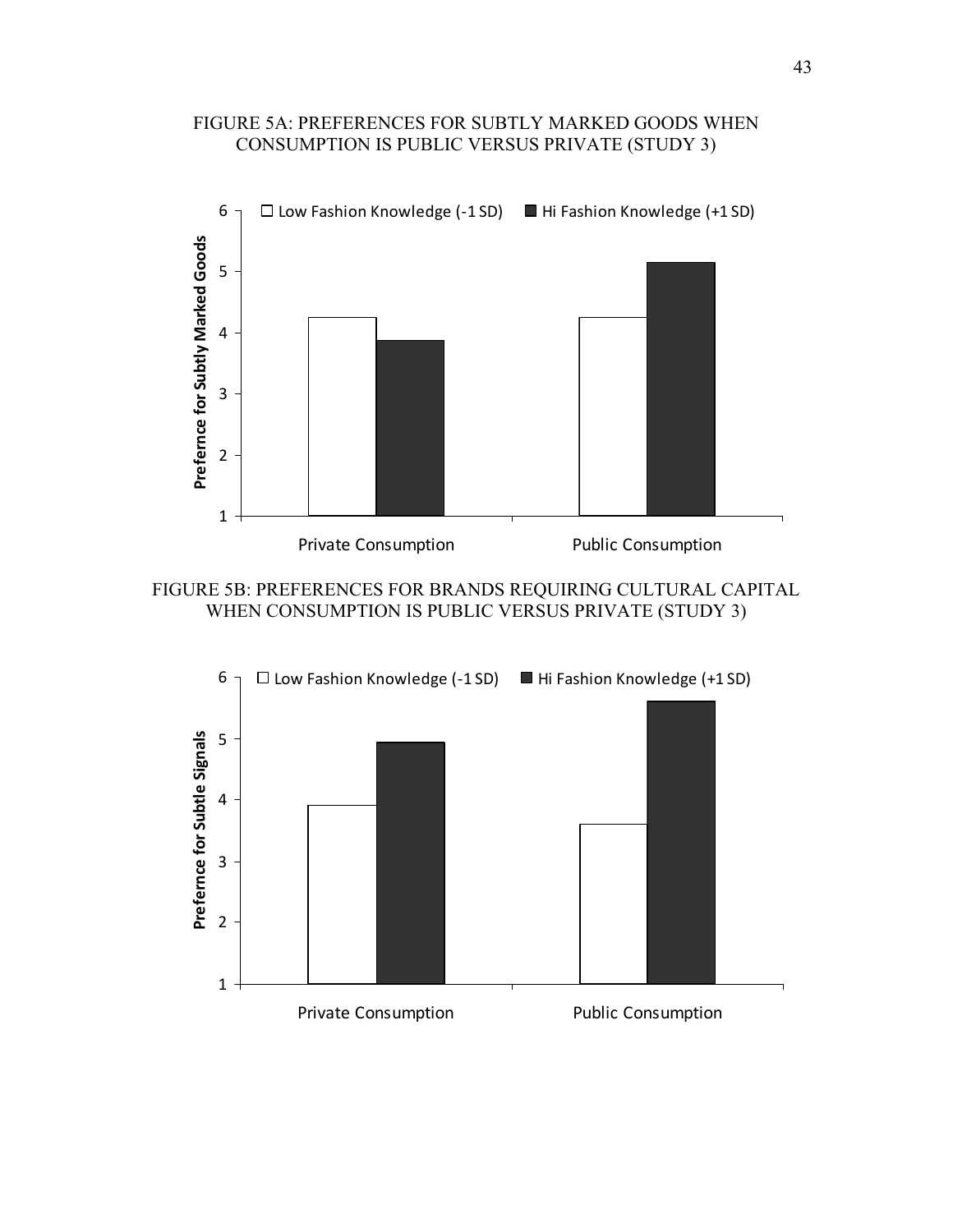FIGURE 5A: PREFERENCES FOR SUBTLY MARKED GOODS WHEN CONSUMPTION IS PUBLIC VERSUS PRIVATE (STUDY 3)

FIGURE 5B: PREFERENCES FOR BRANDS REQUIRING CULTURAL CAPITAL WHEN CONSUMPTION IS PUBLIC VERSUS PRIVATE (STUDY 3)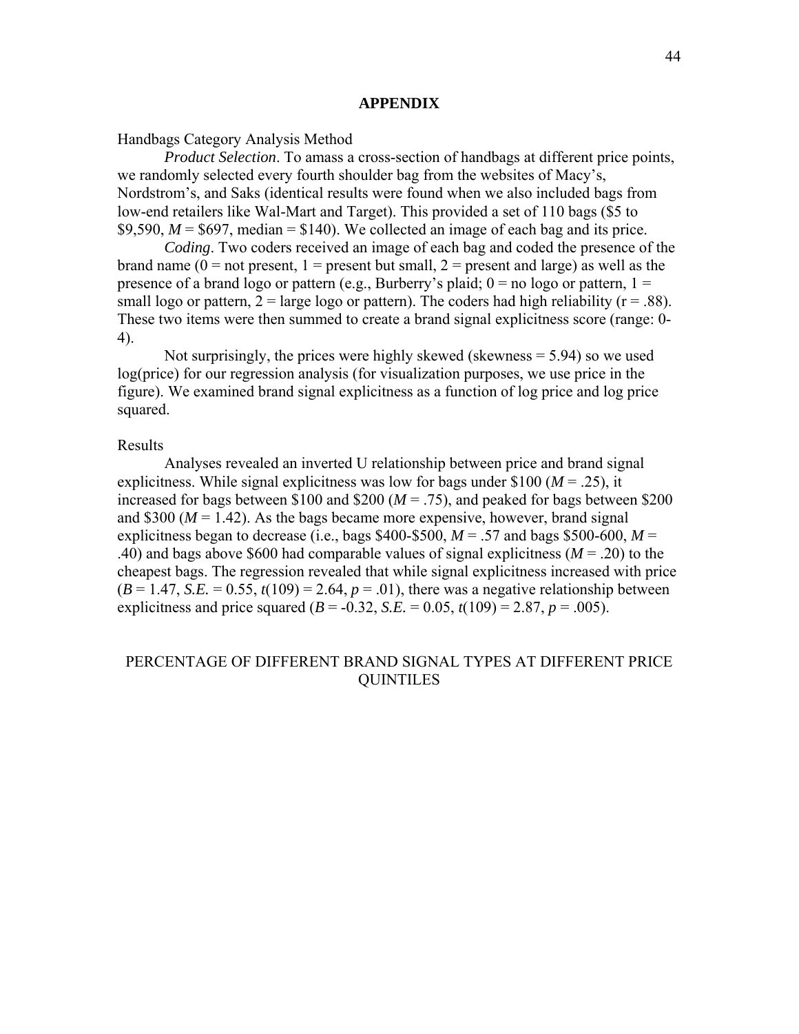## APPENDIX

Handbags Category Analysis Method

*Product Selection*. To amass a cross-section of handbags at different price points, we randomly selected every fourth shoulder bag from the websites of Macy's, Nordstrom's, and Saks (identical results were found when we also included bags from low-end retailers like Wal-Mart and Target). This provided a set of 110 bags ($5 to $9,590, *M* = $697, median = $140). We collected an image of each bag and its price.

*Coding*. Two coders received an image of each bag and coded the presence of the brand name (0 = not present, 1 = present but small, 2 = present and large) as well as the presence of a brand logo or pattern (e.g., Burberry's plaid; 0 = no logo or pattern, 1 = small logo or pattern, 2 = large logo or pattern). The coders had high reliability (r = .88). These two items were then summed to create a brand signal explicitness score (range: 0-4).

Not surprisingly, the prices were highly skewed (skewness = 5.94) so we used log(price) for our regression analysis (for visualization purposes, we use price in the figure). We examined brand signal explicitness as a function of log price and log price squared.

Results

Analyses revealed an inverted U relationship between price and brand signal explicitness. While signal explicitness was low for bags under $100 (*M* = .25), it increased for bags between $100 and $200 (*M* = .75), and peaked for bags between $200 and $300 (*M* = 1.42). As the bags became more expensive, however, brand signal explicitness began to decrease (i.e., bags $400-$500, *M* = .57 and bags $500-600, *M* = .40) and bags above $600 had comparable values of signal explicitness (*M* = .20) to the cheapest bags. The regression revealed that while signal explicitness increased with price (*B* = 1.47, *S.E.* = 0.55, $t(109) = 2.64$, $p = .01$), there was a negative relationship between explicitness and price squared (*B* = -0.32, *S.E.* = 0.05, $t(109) = 2.87$, $p = .005$).

PERCENTAGE OF DIFFERENT BRAND SIGNAL TYPES AT DIFFERENT PRICE QUINTILES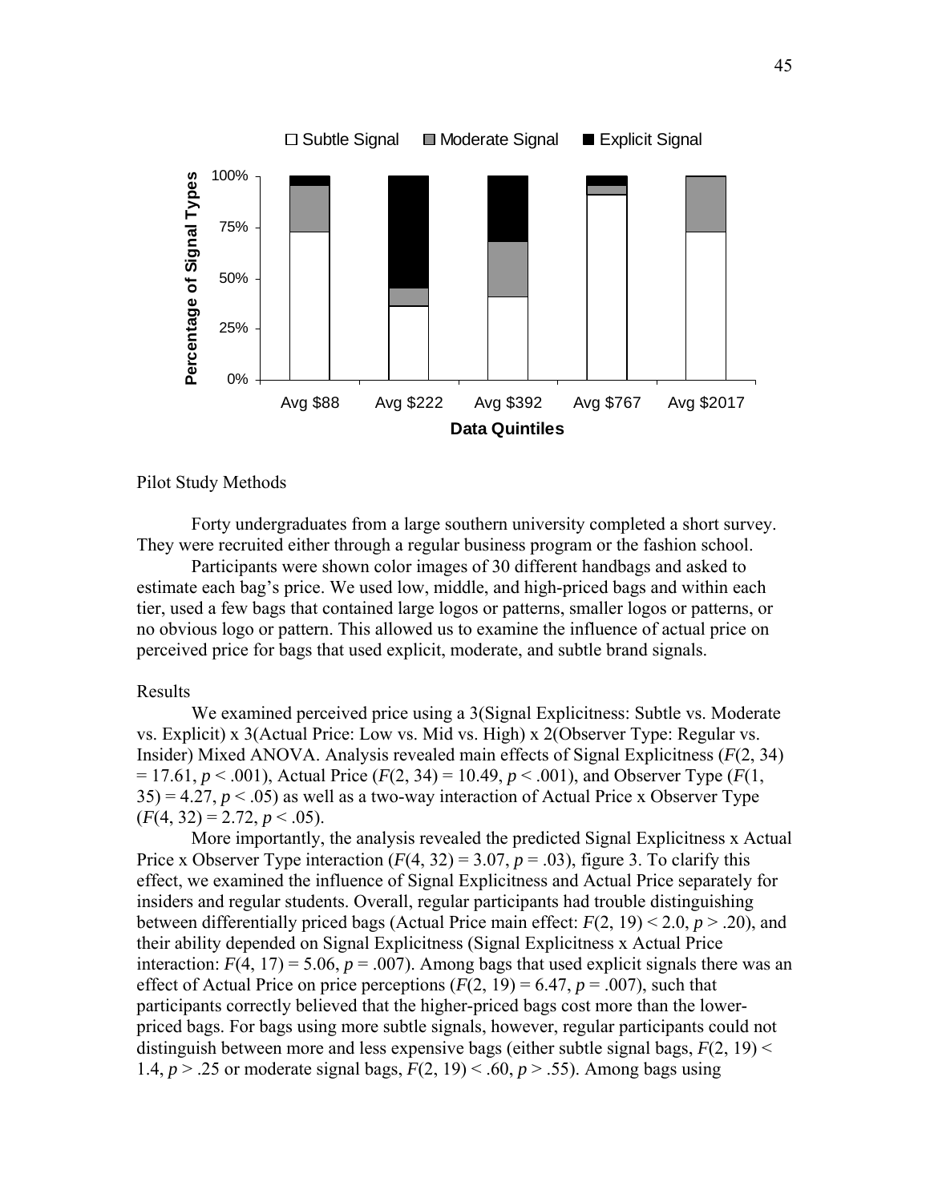Pilot Study Methods

Forty undergraduates from a large southern university completed a short survey. They were recruited either through a regular business program or the fashion school.

Participants were shown color images of 30 different handbags and asked to estimate each bag's price. We used low, middle, and high-priced bags and within each tier, used a few bags that contained large logos or patterns, smaller logos or patterns, or no obvious logo or pattern. This allowed us to examine the influence of actual price on perceived price for bags that used explicit, moderate, and subtle brand signals.

Results

We examined perceived price using a 3(Signal Explicitness: Subtle vs. Moderate vs. Explicit) x 3(Actual Price: Low vs. Mid vs. High) x 2(Observer Type: Regular vs. Insider) Mixed ANOVA. Analysis revealed main effects of Signal Explicitness ($F(2, 34) = 17.61$, $p < .001$), Actual Price ($F(2, 34) = 10.49$, $p < .001$), and Observer Type ($F(1, 35) = 4.27$, $p < .05$) as well as a two-way interaction of Actual Price x Observer Type ($F(4, 32) = 2.72$, $p < .05$).

More importantly, the analysis revealed the predicted Signal Explicitness x Actual Price x Observer Type interaction ($F(4, 32) = 3.07$, $p = .03$), figure 3. To clarify this effect, we examined the influence of Signal Explicitness and Actual Price separately for insiders and regular students. Overall, regular participants had trouble distinguishing between differentially priced bags (Actual Price main effect: $F(2, 19) < 2.0$, $p > .20$), and their ability depended on Signal Explicitness (Signal Explicitness x Actual Price interaction: $F(4, 17) = 5.06$, $p = .007$). Among bags that used explicit signals there was an effect of Actual Price on price perceptions ($F(2, 19) = 6.47$, $p = .007$), such that participants correctly believed that the higher-priced bags cost more than the lower-priced bags. For bags using more subtle signals, however, regular participants could not distinguish between more and less expensive bags (either subtle signal bags, $F(2, 19) < 1.4$, $p > .25$ or moderate signal bags, $F(2, 19) < .60$, $p > .55$). Among bags using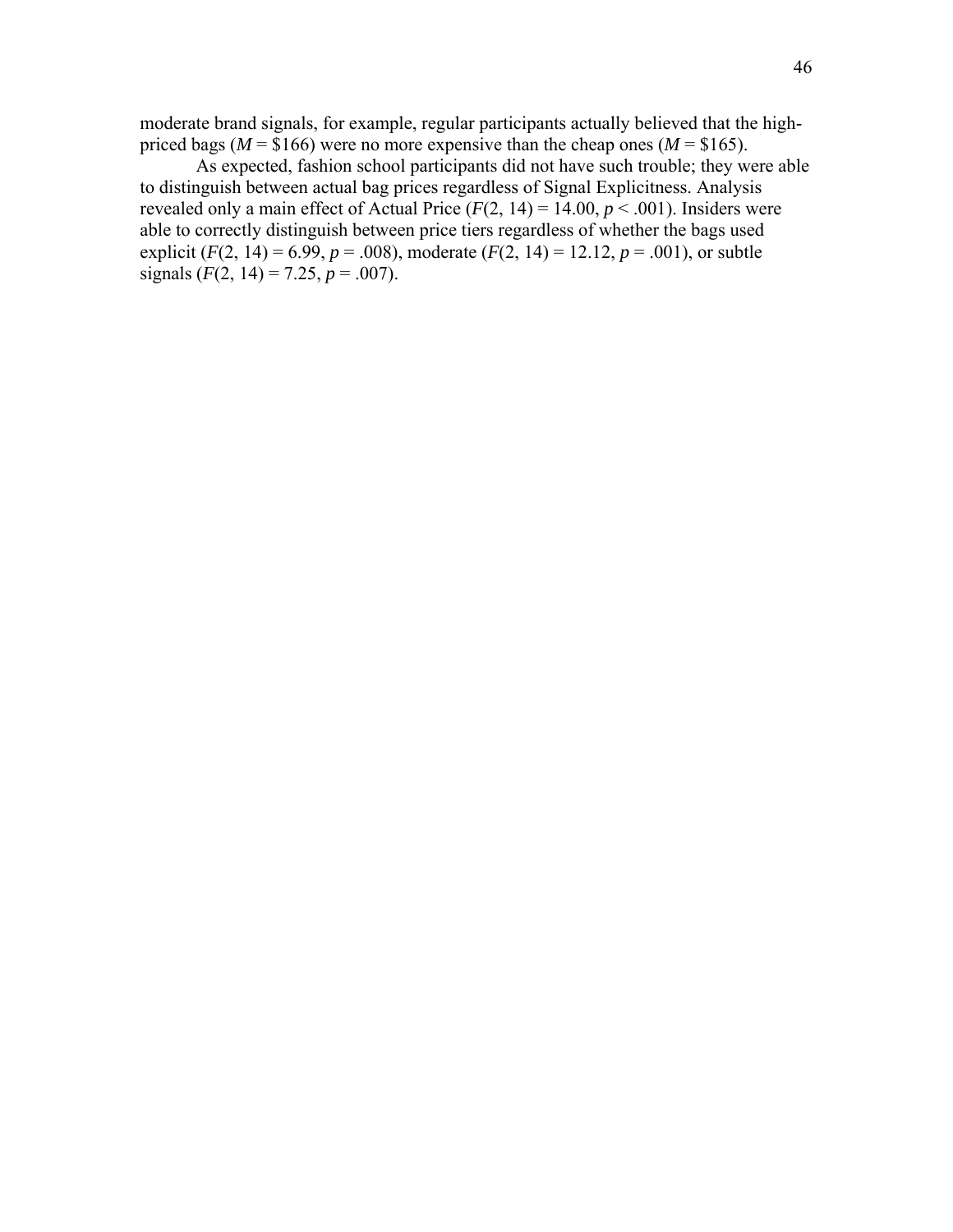moderate brand signals, for example, regular participants actually believed that the high-priced bags (*M* = $166) were no more expensive than the cheap ones (*M* = $165).

As expected, fashion school participants did not have such trouble; they were able to distinguish between actual bag prices regardless of Signal Explicitness. Analysis revealed only a main effect of Actual Price ($F(2, 14) = 14.00$, $p < .001$). Insiders were able to correctly distinguish between price tiers regardless of whether the bags used explicit ($F(2, 14) = 6.99$, $p = .008$), moderate ($F(2, 14) = 12.12$, $p = .001$), or subtle signals ($F(2, 14) = 7.25$, $p = .007$).